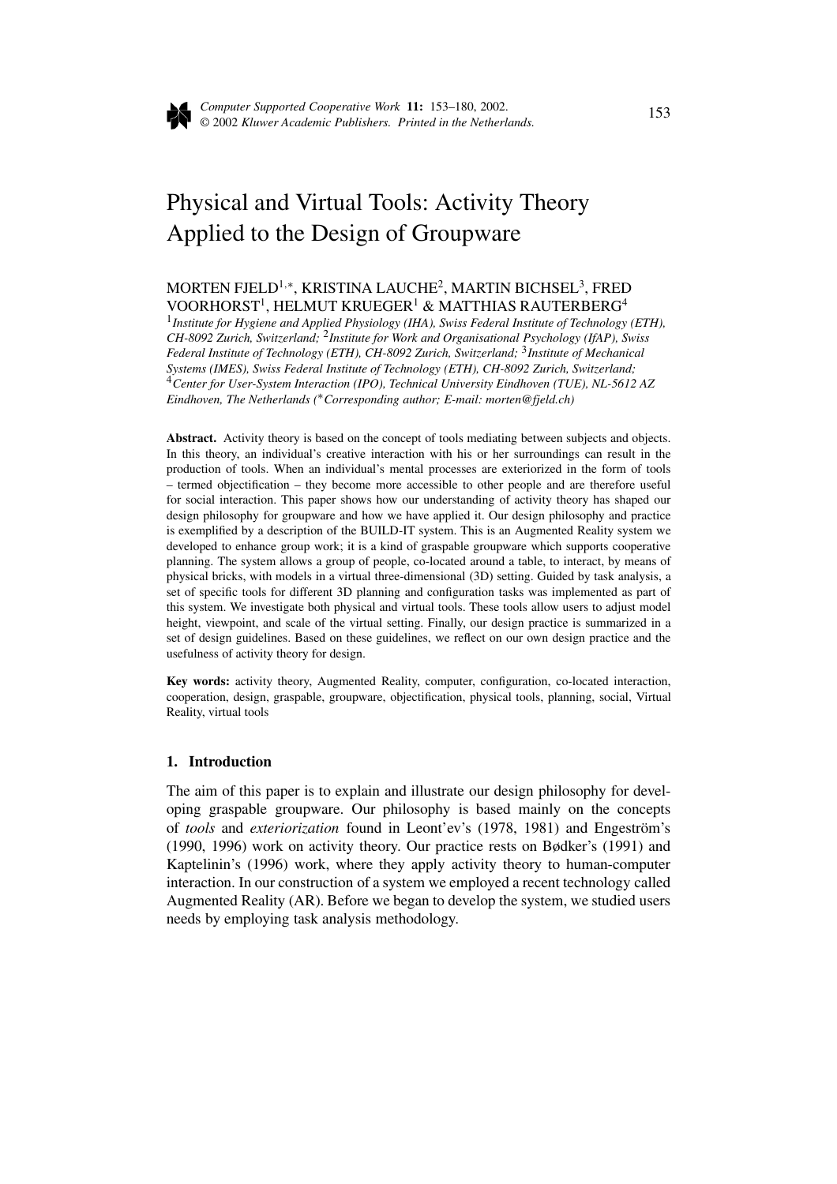# Physical and Virtual Tools: Activity Theory Applied to the Design of Groupware

MORTEN FJELD[1,*], KRISTINA LAUCHE[2], MARTIN BICHSEL[3], FRED VOORHORST[1], HELMUT KRUEGER[1] & MATTHIAS RAUTERBERG[4]

[1] *Institute for Hygiene and Applied Physiology (IHA), Swiss Federal Institute of Technology (ETH), CH-8092 Zurich, Switzerland;* [2] *Institute for Work and Organisational Psychology (IfAP), Swiss Federal Institute of Technology (ETH), CH-8092 Zurich, Switzerland;* [3] *Institute of Mechanical Systems (IMES), Swiss Federal Institute of Technology (ETH), CH-8092 Zurich, Switzerland;* [4] *Center for User-System Interaction (IPO), Technical University Eindhoven (TUE), NL-5612 AZ Eindhoven, The Netherlands (*Corresponding author; E-mail: morten@fjeld.ch)*

**Abstract.** Activity theory is based on the concept of tools mediating between subjects and objects. In this theory, an individual's creative interaction with his or her surroundings can result in the production of tools. When an individual's mental processes are exteriorized in the form of tools – termed objectification – they become more accessible to other people and are therefore useful for social interaction. This paper shows how our understanding of activity theory has shaped our design philosophy for groupware and how we have applied it. Our design philosophy and practice is exemplified by a description of the BUILD-IT system. This is an Augmented Reality system we developed to enhance group work; it is a kind of graspable groupware which supports cooperative planning. The system allows a group of people, co-located around a table, to interact, by means of physical bricks, with models in a virtual three-dimensional (3D) setting. Guided by task analysis, a set of specific tools for different 3D planning and configuration tasks was implemented as part of this system. We investigate both physical and virtual tools. These tools allow users to adjust model height, viewpoint, and scale of the virtual setting. Finally, our design practice is summarized in a set of design guidelines. Based on these guidelines, we reflect on our own design practice and the usefulness of activity theory for design.

**Key words:** activity theory, Augmented Reality, computer, configuration, co-located interaction, cooperation, design, graspable, groupware, objectification, physical tools, planning, social, Virtual Reality, virtual tools

## 1. Introduction

The aim of this paper is to explain and illustrate our design philosophy for developing graspable groupware. Our philosophy is based mainly on the concepts of *tools* and *exteriorization* found in Leont'ev's (1978, 1981) and Engeström's (1990, 1996) work on activity theory. Our practice rests on Bødker's (1991) and Kaptelinin's (1996) work, where they apply activity theory to human-computer interaction. In our construction of a system we employed a recent technology called Augmented Reality (AR). Before we began to develop the system, we studied users needs by employing task analysis methodology.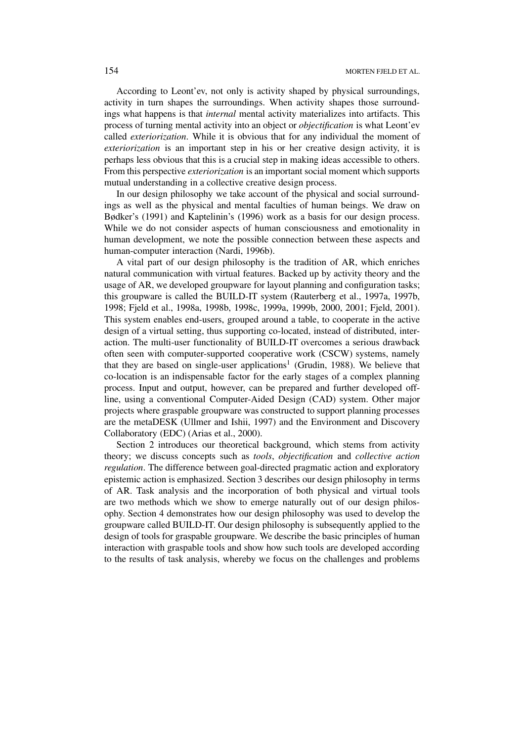According to Leont'ev, not only is activity shaped by physical surroundings, activity in turn shapes the surroundings. When activity shapes those surroundings what happens is that *internal* mental activity materializes into artifacts. This process of turning mental activity into an object or *objectification* is what Leont'ev called *exteriorization*. While it is obvious that for any individual the moment of *exteriorization* is an important step in his or her creative design activity, it is perhaps less obvious that this is a crucial step in making ideas accessible to others. From this perspective *exteriorization* is an important social moment which supports mutual understanding in a collective creative design process.

In our design philosophy we take account of the physical and social surroundings as well as the physical and mental faculties of human beings. We draw on Bødker's (1991) and Kaptelinin's (1996) work as a basis for our design process. While we do not consider aspects of human consciousness and emotionality in human development, we note the possible connection between these aspects and human-computer interaction (Nardi, 1996b).

A vital part of our design philosophy is the tradition of AR, which enriches natural communication with virtual features. Backed up by activity theory and the usage of AR, we developed groupware for layout planning and configuration tasks; this groupware is called the BUILD-IT system (Rauterberg et al., 1997a, 1997b, 1998; Fjeld et al., 1998a, 1998b, 1998c, 1999a, 1999b, 2000, 2001; Fjeld, 2001). This system enables end-users, grouped around a table, to cooperate in the active design of a virtual setting, thus supporting co-located, instead of distributed, interaction. The multi-user functionality of BUILD-IT overcomes a serious drawback often seen with computer-supported cooperative work (CSCW) systems, namely that they are based on single-user applications[1] (Grudin, 1988). We believe that co-location is an indispensable factor for the early stages of a complex planning process. Input and output, however, can be prepared and further developed off-line, using a conventional Computer-Aided Design (CAD) system. Other major projects where graspable groupware was constructed to support planning processes are the metaDESK (Ullmer and Ishii, 1997) and the Environment and Discovery Collaboratory (EDC) (Arias et al., 2000).

Section 2 introduces our theoretical background, which stems from activity theory; we discuss concepts such as *tools*, *objectification* and *collective action regulation*. The difference between goal-directed pragmatic action and exploratory epistemic action is emphasized. Section 3 describes our design philosophy in terms of AR. Task analysis and the incorporation of both physical and virtual tools are two methods which we show to emerge naturally out of our design philosophy. Section 4 demonstrates how our design philosophy was used to develop the groupware called BUILD-IT. Our design philosophy is subsequently applied to the design of tools for graspable groupware. We describe the basic principles of human interaction with graspable tools and show how such tools are developed according to the results of task analysis, whereby we focus on the challenges and problems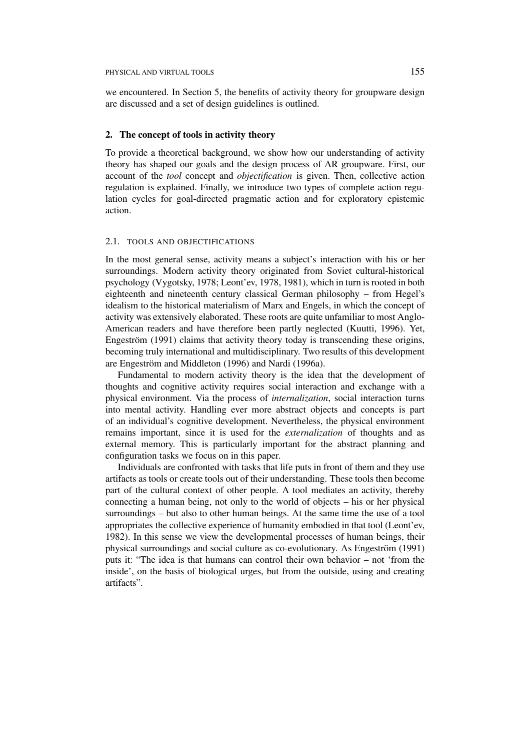we encountered. In Section 5, the benefits of activity theory for groupware design are discussed and a set of design guidelines is outlined.

## 2. The concept of tools in activity theory

To provide a theoretical background, we show how our understanding of activity theory has shaped our goals and the design process of AR groupware. First, our account of the *tool* concept and *objectification* is given. Then, collective action regulation is explained. Finally, we introduce two types of complete action regulation cycles for goal-directed pragmatic action and for exploratory epistemic action.

### 2.1. TOOLS AND OBJECTIFICATIONS

In the most general sense, activity means a subject's interaction with his or her surroundings. Modern activity theory originated from Soviet cultural-historical psychology (Vygotsky, 1978; Leont'ev, 1978, 1981), which in turn is rooted in both eighteenth and nineteenth century classical German philosophy – from Hegel's idealism to the historical materialism of Marx and Engels, in which the concept of activity was extensively elaborated. These roots are quite unfamiliar to most Anglo-American readers and have therefore been partly neglected (Kuutti, 1996). Yet, Engeström (1991) claims that activity theory today is transcending these origins, becoming truly international and multidisciplinary. Two results of this development are Engeström and Middleton (1996) and Nardi (1996a).

Fundamental to modern activity theory is the idea that the development of thoughts and cognitive activity requires social interaction and exchange with a physical environment. Via the process of *internalization*, social interaction turns into mental activity. Handling ever more abstract objects and concepts is part of an individual's cognitive development. Nevertheless, the physical environment remains important, since it is used for the *externalization* of thoughts and as external memory. This is particularly important for the abstract planning and configuration tasks we focus on in this paper.

Individuals are confronted with tasks that life puts in front of them and they use artifacts as tools or create tools out of their understanding. These tools then become part of the cultural context of other people. A tool mediates an activity, thereby connecting a human being, not only to the world of objects – his or her physical surroundings – but also to other human beings. At the same time the use of a tool appropriates the collective experience of humanity embodied in that tool (Leont'ev, 1982). In this sense we view the developmental processes of human beings, their physical surroundings and social culture as co-evolutionary. As Engeström (1991) puts it: "The idea is that humans can control their own behavior – not 'from the inside', on the basis of biological urges, but from the outside, using and creating artifacts".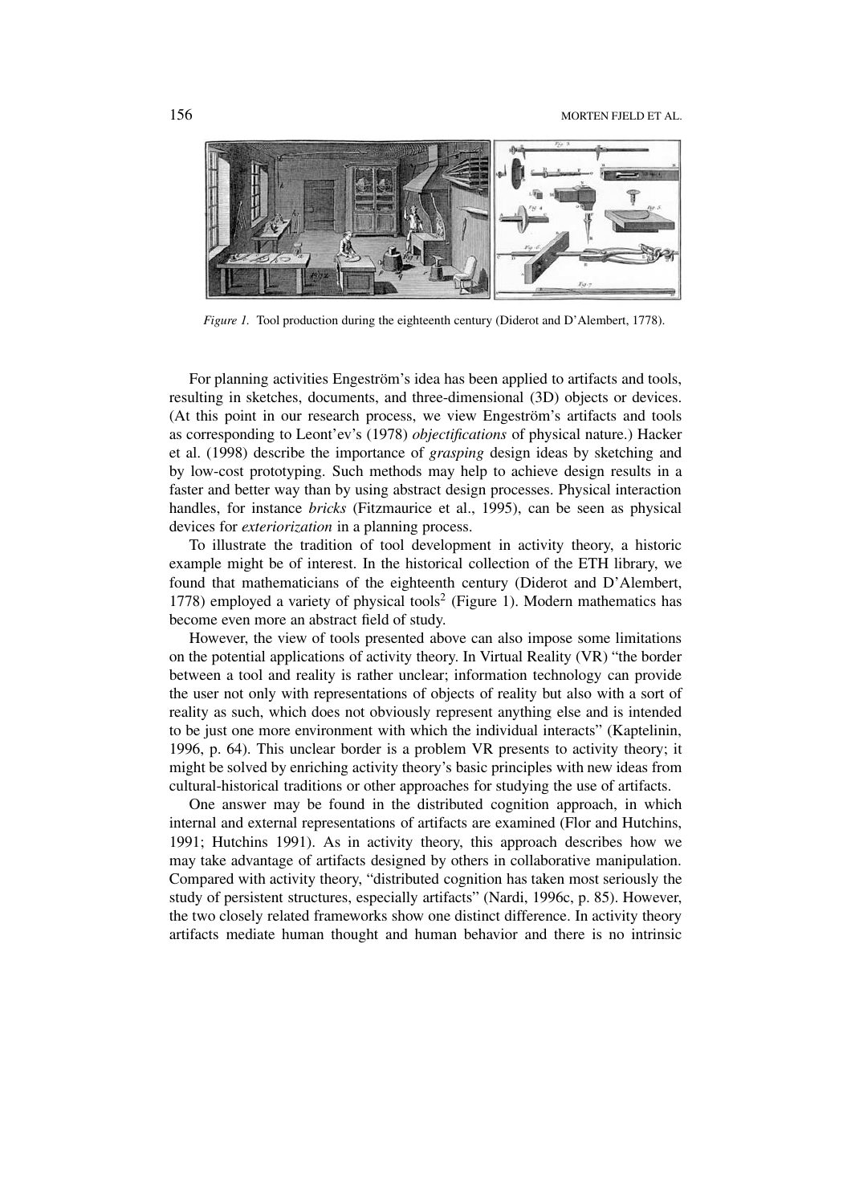*Figure 1.* Tool production during the eighteenth century (Diderot and D'Alembert, 1778).

For planning activities Engeström's idea has been applied to artifacts and tools, resulting in sketches, documents, and three-dimensional (3D) objects or devices. (At this point in our research process, we view Engeström's artifacts and tools as corresponding to Leont'ev's (1978) *objectifications* of physical nature.) Hacker et al. (1998) describe the importance of *grasping* design ideas by sketching and by low-cost prototyping. Such methods may help to achieve design results in a faster and better way than by using abstract design processes. Physical interaction handles, for instance *bricks* (Fitzmaurice et al., 1995), can be seen as physical devices for *exteriorization* in a planning process.

To illustrate the tradition of tool development in activity theory, a historic example might be of interest. In the historical collection of the ETH library, we found that mathematicians of the eighteenth century (Diderot and D'Alembert, 1778) employed a variety of physical tools[2] (Figure 1). Modern mathematics has become even more an abstract field of study.

However, the view of tools presented above can also impose some limitations on the potential applications of activity theory. In Virtual Reality (VR) "the border between a tool and reality is rather unclear; information technology can provide the user not only with representations of objects of reality but also with a sort of reality as such, which does not obviously represent anything else and is intended to be just one more environment with which the individual interacts" (Kaptelinin, 1996, p. 64). This unclear border is a problem VR presents to activity theory; it might be solved by enriching activity theory's basic principles with new ideas from cultural-historical traditions or other approaches for studying the use of artifacts.

One answer may be found in the distributed cognition approach, in which internal and external representations of artifacts are examined (Flor and Hutchins, 1991; Hutchins 1991). As in activity theory, this approach describes how we may take advantage of artifacts designed by others in collaborative manipulation. Compared with activity theory, "distributed cognition has taken most seriously the study of persistent structures, especially artifacts" (Nardi, 1996c, p. 85). However, the two closely related frameworks show one distinct difference. In activity theory artifacts mediate human thought and human behavior and there is no intrinsic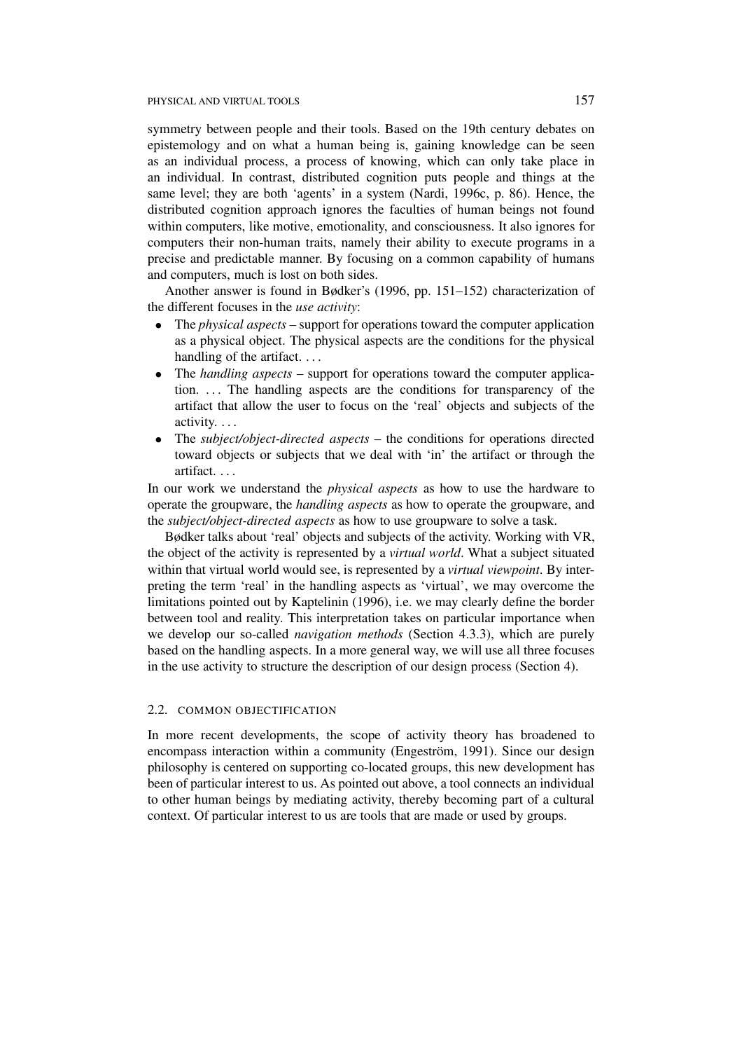symmetry between people and their tools. Based on the 19th century debates on epistemology and on what a human being is, gaining knowledge can be seen as an individual process, a process of knowing, which can only take place in an individual. In contrast, distributed cognition puts people and things at the same level; they are both 'agents' in a system (Nardi, 1996c, p. 86). Hence, the distributed cognition approach ignores the faculties of human beings not found within computers, like motive, emotionality, and consciousness. It also ignores for computers their non-human traits, namely their ability to execute programs in a precise and predictable manner. By focusing on a common capability of humans and computers, much is lost on both sides.

Another answer is found in Bødker's (1996, pp. 151–152) characterization of the different focuses in the *use activity*:

- The *physical aspects* – support for operations toward the computer application as a physical object. The physical aspects are the conditions for the physical handling of the artifact. . . .
- The *handling aspects* – support for operations toward the computer application. . . . The handling aspects are the conditions for transparency of the artifact that allow the user to focus on the 'real' objects and subjects of the activity. . . .
- The *subject/object-directed aspects* – the conditions for operations directed toward objects or subjects that we deal with 'in' the artifact or through the artifact. . . .

In our work we understand the *physical aspects* as how to use the hardware to operate the groupware, the *handling aspects* as how to operate the groupware, and the *subject/object-directed aspects* as how to use groupware to solve a task.

Bødker talks about 'real' objects and subjects of the activity. Working with VR, the object of the activity is represented by a *virtual world*. What a subject situated within that virtual world would see, is represented by a *virtual viewpoint*. By interpreting the term 'real' in the handling aspects as 'virtual', we may overcome the limitations pointed out by Kaptelinin (1996), i.e. we may clearly define the border between tool and reality. This interpretation takes on particular importance when we develop our so-called *navigation methods* (Section 4.3.3), which are purely based on the handling aspects. In a more general way, we will use all three focuses in the use activity to structure the description of our design process (Section 4).

## 2.2. COMMON OBJECTIFICATION

In more recent developments, the scope of activity theory has broadened to encompass interaction within a community (Engeström, 1991). Since our design philosophy is centered on supporting co-located groups, this new development has been of particular interest to us. As pointed out above, a tool connects an individual to other human beings by mediating activity, thereby becoming part of a cultural context. Of particular interest to us are tools that are made or used by groups.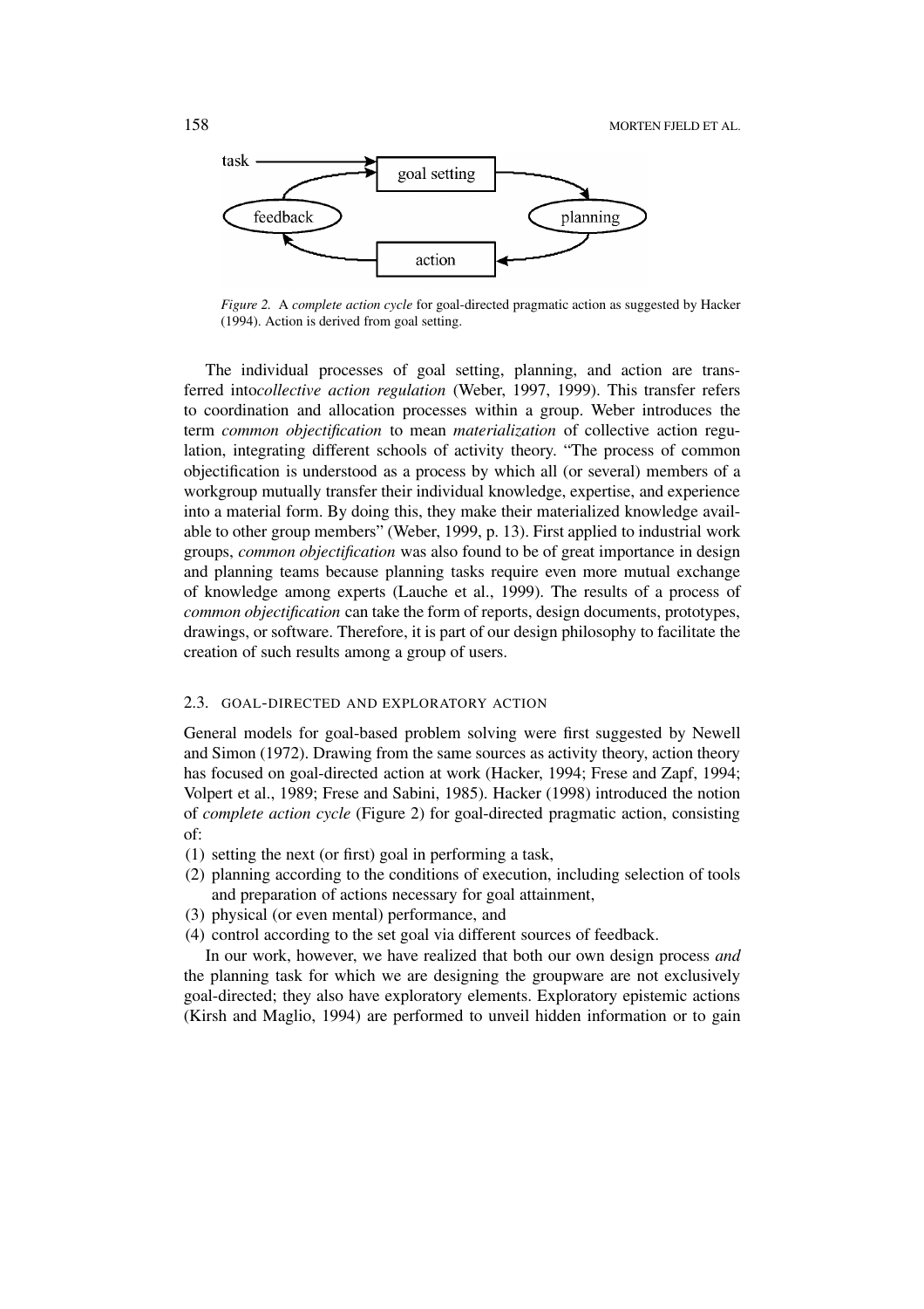*Figure 2.* A *complete action cycle* for goal-directed pragmatic action as suggested by Hacker (1994). Action is derived from goal setting.

The individual processes of goal setting, planning, and action are transferred into*collective action regulation* (Weber, 1997, 1999). This transfer refers to coordination and allocation processes within a group. Weber introduces the term *common objectification* to mean *materialization* of collective action regulation, integrating different schools of activity theory. "The process of common objectification is understood as a process by which all (or several) members of a workgroup mutually transfer their individual knowledge, expertise, and experience into a material form. By doing this, they make their materialized knowledge available to other group members" (Weber, 1999, p. 13). First applied to industrial work groups, *common objectification* was also found to be of great importance in design and planning teams because planning tasks require even more mutual exchange of knowledge among experts (Lauche et al., 1999). The results of a process of *common objectification* can take the form of reports, design documents, prototypes, drawings, or software. Therefore, it is part of our design philosophy to facilitate the creation of such results among a group of users.

### 2.3. GOAL-DIRECTED AND EXPLORATORY ACTION

General models for goal-based problem solving were first suggested by Newell and Simon (1972). Drawing from the same sources as activity theory, action theory has focused on goal-directed action at work (Hacker, 1994; Frese and Zapf, 1994; Volpert et al., 1989; Frese and Sabini, 1985). Hacker (1998) introduced the notion of *complete action cycle* (Figure 2) for goal-directed pragmatic action, consisting of:

(1) setting the next (or first) goal in performing a task,
(2) planning according to the conditions of execution, including selection of tools and preparation of actions necessary for goal attainment,
(3) physical (or even mental) performance, and
(4) control according to the set goal via different sources of feedback.

In our work, however, we have realized that both our own design process *and* the planning task for which we are designing the groupware are not exclusively goal-directed; they also have exploratory elements. Exploratory epistemic actions (Kirsh and Maglio, 1994) are performed to unveil hidden information or to gain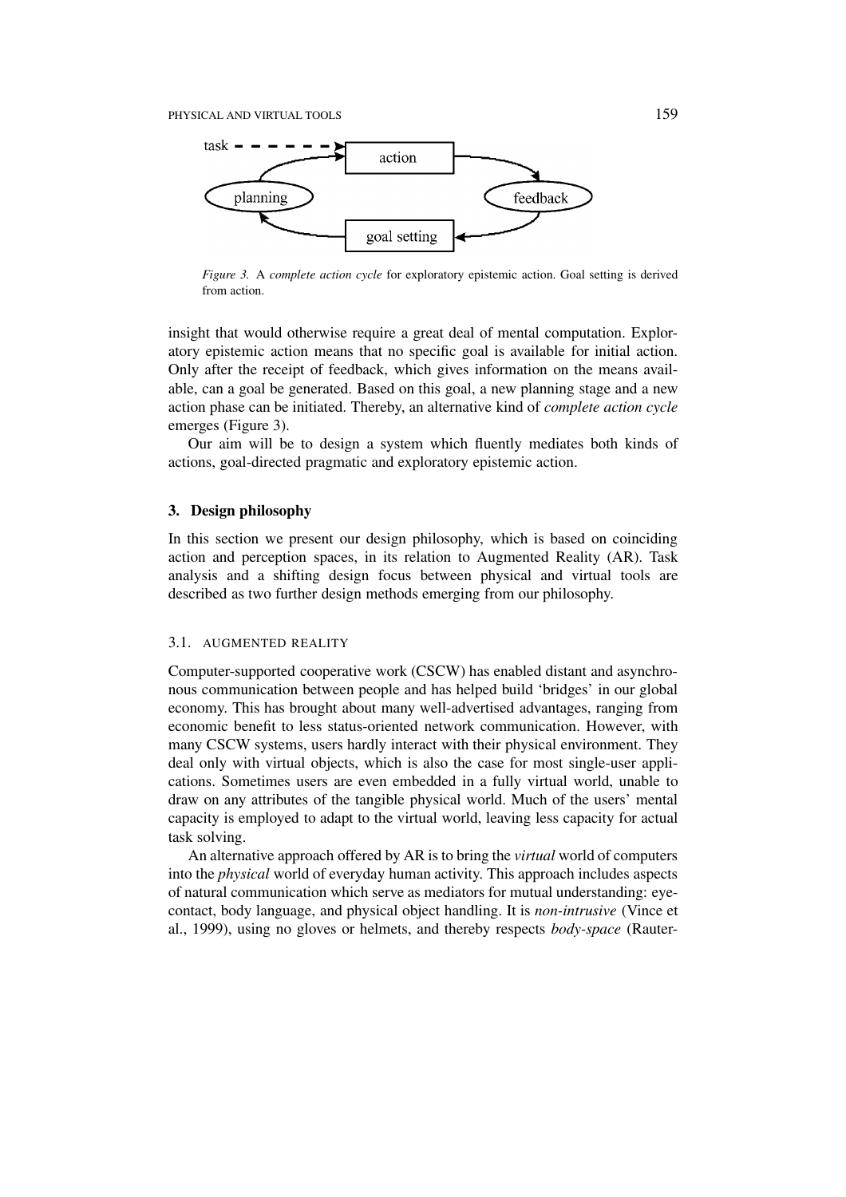*Figure 3.* A *complete action cycle* for exploratory epistemic action. Goal setting is derived from action.

insight that would otherwise require a great deal of mental computation. Exploratory epistemic action means that no specific goal is available for initial action. Only after the receipt of feedback, which gives information on the means available, can a goal be generated. Based on this goal, a new planning stage and a new action phase can be initiated. Thereby, an alternative kind of *complete action cycle* emerges (Figure 3).

Our aim will be to design a system which fluently mediates both kinds of actions, goal-directed pragmatic and exploratory epistemic action.

## 3. Design philosophy

In this section we present our design philosophy, which is based on coinciding action and perception spaces, in its relation to Augmented Reality (AR). Task analysis and a shifting design focus between physical and virtual tools are described as two further design methods emerging from our philosophy.

### 3.1. AUGMENTED REALITY

Computer-supported cooperative work (CSCW) has enabled distant and asynchronous communication between people and has helped build 'bridges' in our global economy. This has brought about many well-advertised advantages, ranging from economic benefit to less status-oriented network communication. However, with many CSCW systems, users hardly interact with their physical environment. They deal only with virtual objects, which is also the case for most single-user applications. Sometimes users are even embedded in a fully virtual world, unable to draw on any attributes of the tangible physical world. Much of the users' mental capacity is employed to adapt to the virtual world, leaving less capacity for actual task solving.

An alternative approach offered by AR is to bring the *virtual* world of computers into the *physical* world of everyday human activity. This approach includes aspects of natural communication which serve as mediators for mutual understanding: eye-contact, body language, and physical object handling. It is *non-intrusive* (Vince et al., 1999), using no gloves or helmets, and thereby respects *body-space* (Rauter-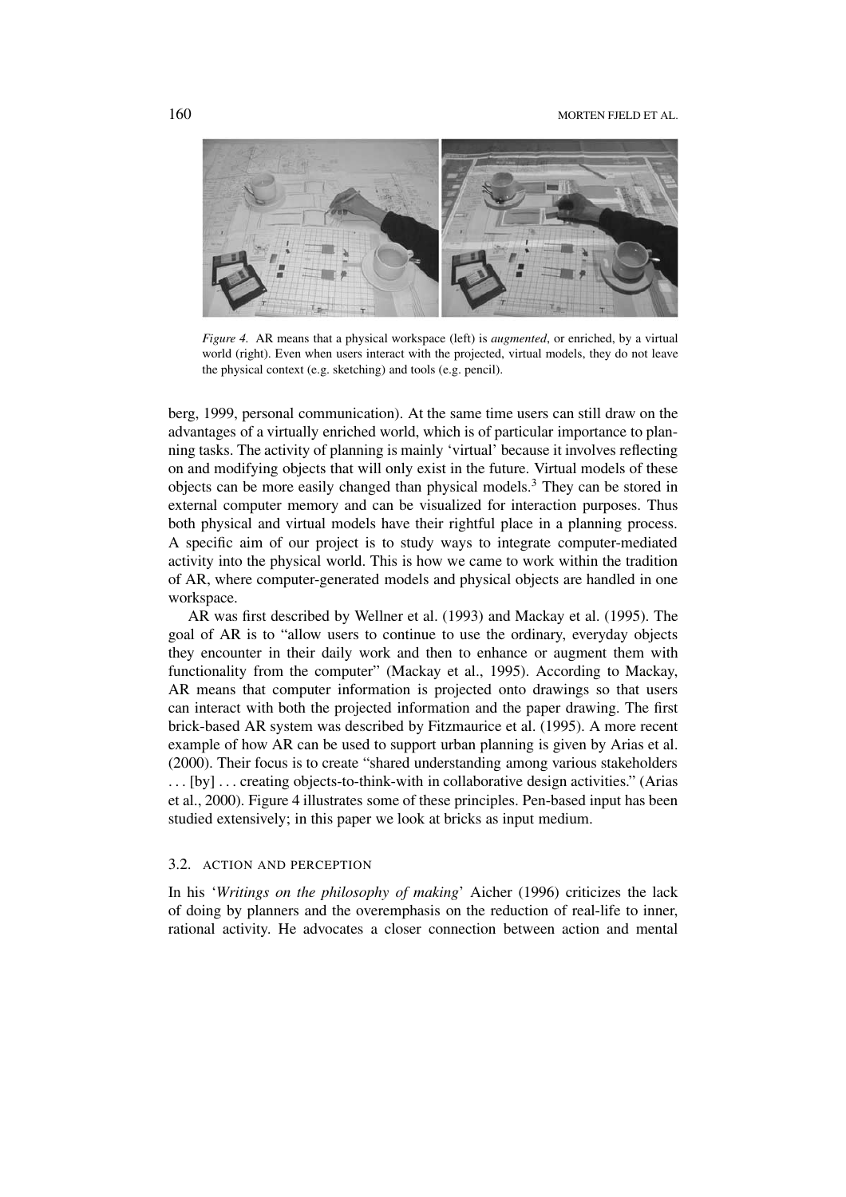*Figure 4.* AR means that a physical workspace (left) is *augmented*, or enriched, by a virtual world (right). Even when users interact with the projected, virtual models, they do not leave the physical context (e.g. sketching) and tools (e.g. pencil).

berg, 1999, personal communication). At the same time users can still draw on the advantages of a virtually enriched world, which is of particular importance to planning tasks. The activity of planning is mainly 'virtual' because it involves reflecting on and modifying objects that will only exist in the future. Virtual models of these objects can be more easily changed than physical models.[3] They can be stored in external computer memory and can be visualized for interaction purposes. Thus both physical and virtual models have their rightful place in a planning process. A specific aim of our project is to study ways to integrate computer-mediated activity into the physical world. This is how we came to work within the tradition of AR, where computer-generated models and physical objects are handled in one workspace.

AR was first described by Wellner et al. (1993) and Mackay et al. (1995). The goal of AR is to "allow users to continue to use the ordinary, everyday objects they encounter in their daily work and then to enhance or augment them with functionality from the computer" (Mackay et al., 1995). According to Mackay, AR means that computer information is projected onto drawings so that users can interact with both the projected information and the paper drawing. The first brick-based AR system was described by Fitzmaurice et al. (1995). A more recent example of how AR can be used to support urban planning is given by Arias et al. (2000). Their focus is to create "shared understanding among various stakeholders ... [by] ... creating objects-to-think-with in collaborative design activities." (Arias et al., 2000). Figure 4 illustrates some of these principles. Pen-based input has been studied extensively; in this paper we look at bricks as input medium.

### 3.2. ACTION AND PERCEPTION

In his '*Writings on the philosophy of making*' Aicher (1996) criticizes the lack of doing by planners and the overemphasis on the reduction of real-life to inner, rational activity. He advocates a closer connection between action and mental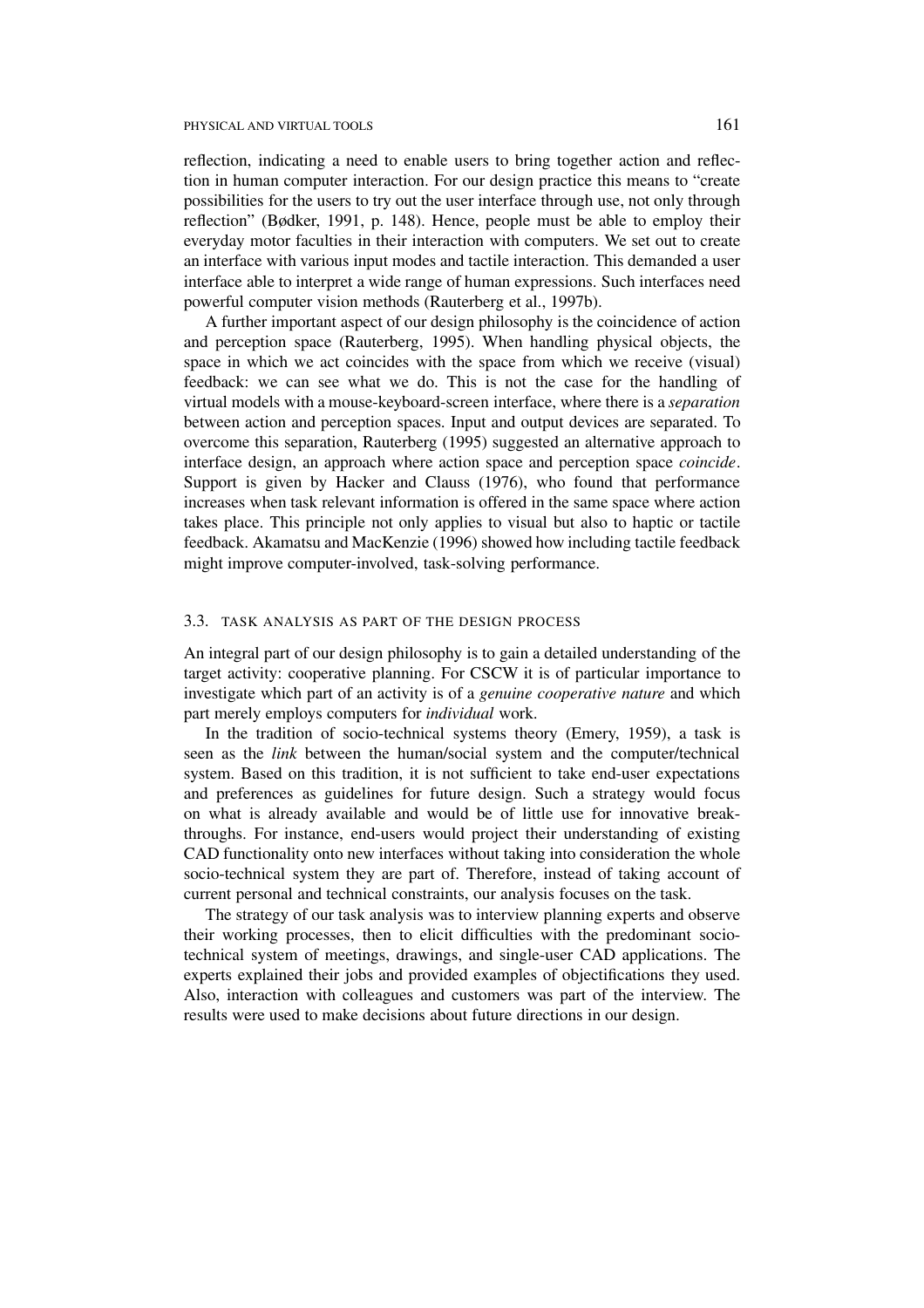reflection, indicating a need to enable users to bring together action and reflection in human computer interaction. For our design practice this means to "create possibilities for the users to try out the user interface through use, not only through reflection" (Bødker, 1991, p. 148). Hence, people must be able to employ their everyday motor faculties in their interaction with computers. We set out to create an interface with various input modes and tactile interaction. This demanded a user interface able to interpret a wide range of human expressions. Such interfaces need powerful computer vision methods (Rauterberg et al., 1997b).

A further important aspect of our design philosophy is the coincidence of action and perception space (Rauterberg, 1995). When handling physical objects, the space in which we act coincides with the space from which we receive (visual) feedback: we can see what we do. This is not the case for the handling of virtual models with a mouse-keyboard-screen interface, where there is a *separation* between action and perception spaces. Input and output devices are separated. To overcome this separation, Rauterberg (1995) suggested an alternative approach to interface design, an approach where action space and perception space *coincide*. Support is given by Hacker and Clauss (1976), who found that performance increases when task relevant information is offered in the same space where action takes place. This principle not only applies to visual but also to haptic or tactile feedback. Akamatsu and MacKenzie (1996) showed how including tactile feedback might improve computer-involved, task-solving performance.

### 3.3. Task analysis as part of the design process

An integral part of our design philosophy is to gain a detailed understanding of the target activity: cooperative planning. For CSCW it is of particular importance to investigate which part of an activity is of a *genuine cooperative nature* and which part merely employs computers for *individual* work.

In the tradition of socio-technical systems theory (Emery, 1959), a task is seen as the *link* between the human/social system and the computer/technical system. Based on this tradition, it is not sufficient to take end-user expectations and preferences as guidelines for future design. Such a strategy would focus on what is already available and would be of little use for innovative breakthroughs. For instance, end-users would project their understanding of existing CAD functionality onto new interfaces without taking into consideration the whole socio-technical system they are part of. Therefore, instead of taking account of current personal and technical constraints, our analysis focuses on the task.

The strategy of our task analysis was to interview planning experts and observe their working processes, then to elicit difficulties with the predominant socio-technical system of meetings, drawings, and single-user CAD applications. The experts explained their jobs and provided examples of objectifications they used. Also, interaction with colleagues and customers was part of the interview. The results were used to make decisions about future directions in our design.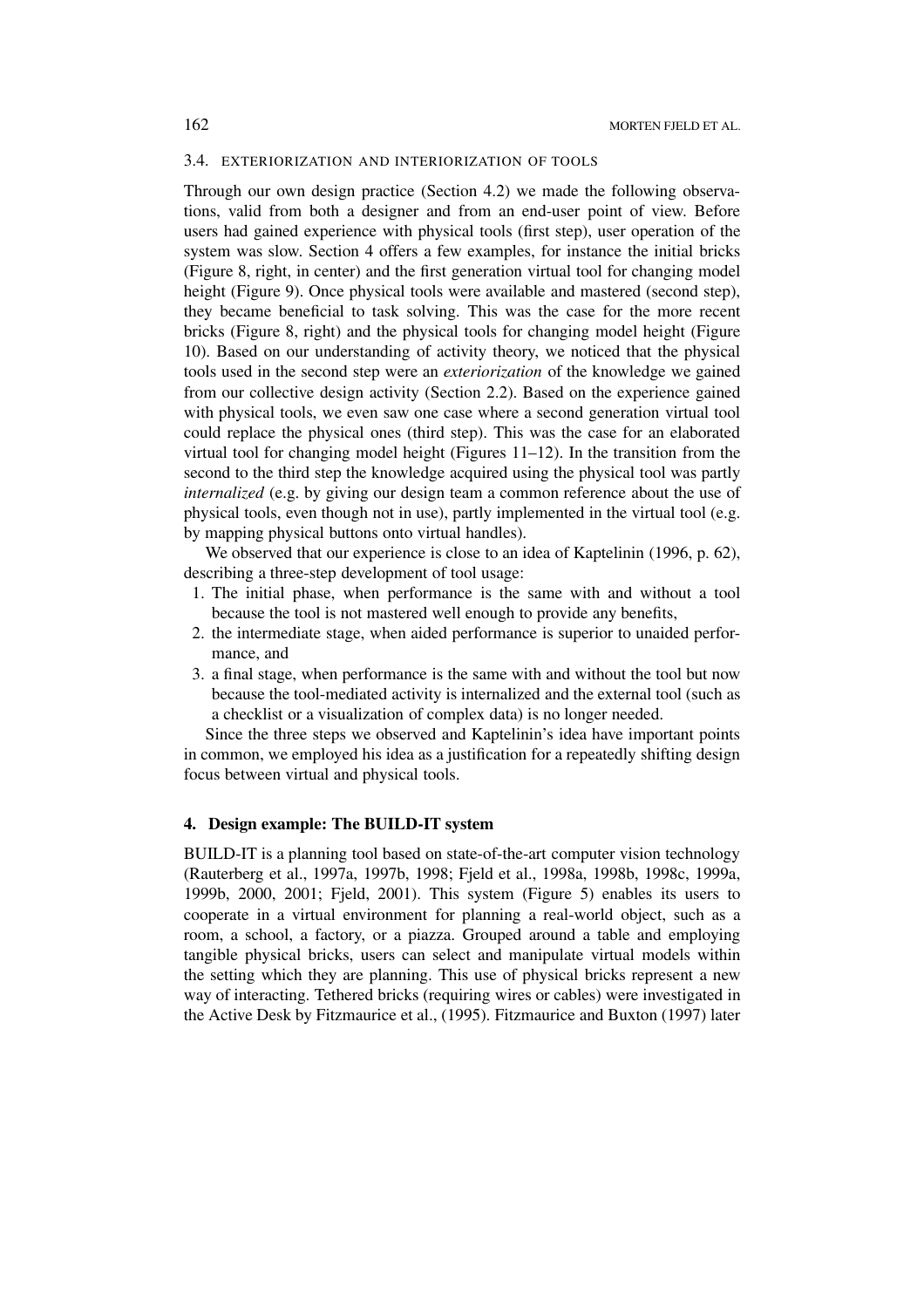### 3.4. EXTERIORIZATION AND INTERIORIZATION OF TOOLS

Through our own design practice (Section 4.2) we made the following observations, valid from both a designer and from an end-user point of view. Before users had gained experience with physical tools (first step), user operation of the system was slow. Section 4 offers a few examples, for instance the initial bricks (Figure 8, right, in center) and the first generation virtual tool for changing model height (Figure 9). Once physical tools were available and mastered (second step), they became beneficial to task solving. This was the case for the more recent bricks (Figure 8, right) and the physical tools for changing model height (Figure 10). Based on our understanding of activity theory, we noticed that the physical tools used in the second step were an *exteriorization* of the knowledge we gained from our collective design activity (Section 2.2). Based on the experience gained with physical tools, we even saw one case where a second generation virtual tool could replace the physical ones (third step). This was the case for an elaborated virtual tool for changing model height (Figures 11–12). In the transition from the second to the third step the knowledge acquired using the physical tool was partly *internalized* (e.g. by giving our design team a common reference about the use of physical tools, even though not in use), partly implemented in the virtual tool (e.g. by mapping physical buttons onto virtual handles).

We observed that our experience is close to an idea of Kaptelinin (1996, p. 62), describing a three-step development of tool usage:

1. The initial phase, when performance is the same with and without a tool because the tool is not mastered well enough to provide any benefits,
2. the intermediate stage, when aided performance is superior to unaided performance, and
3. a final stage, when performance is the same with and without the tool but now because the tool-mediated activity is internalized and the external tool (such as a checklist or a visualization of complex data) is no longer needed.

Since the three steps we observed and Kaptelinin's idea have important points in common, we employed his idea as a justification for a repeatedly shifting design focus between virtual and physical tools.

## 4. Design example: The BUILD-IT system

BUILD-IT is a planning tool based on state-of-the-art computer vision technology (Rauterberg et al., 1997a, 1997b, 1998; Fjeld et al., 1998a, 1998b, 1998c, 1999a, 1999b, 2000, 2001; Fjeld, 2001). This system (Figure 5) enables its users to cooperate in a virtual environment for planning a real-world object, such as a room, a school, a factory, or a piazza. Grouped around a table and employing tangible physical bricks, users can select and manipulate virtual models within the setting which they are planning. This use of physical bricks represent a new way of interacting. Tethered bricks (requiring wires or cables) were investigated in the Active Desk by Fitzmaurice et al., (1995). Fitzmaurice and Buxton (1997) later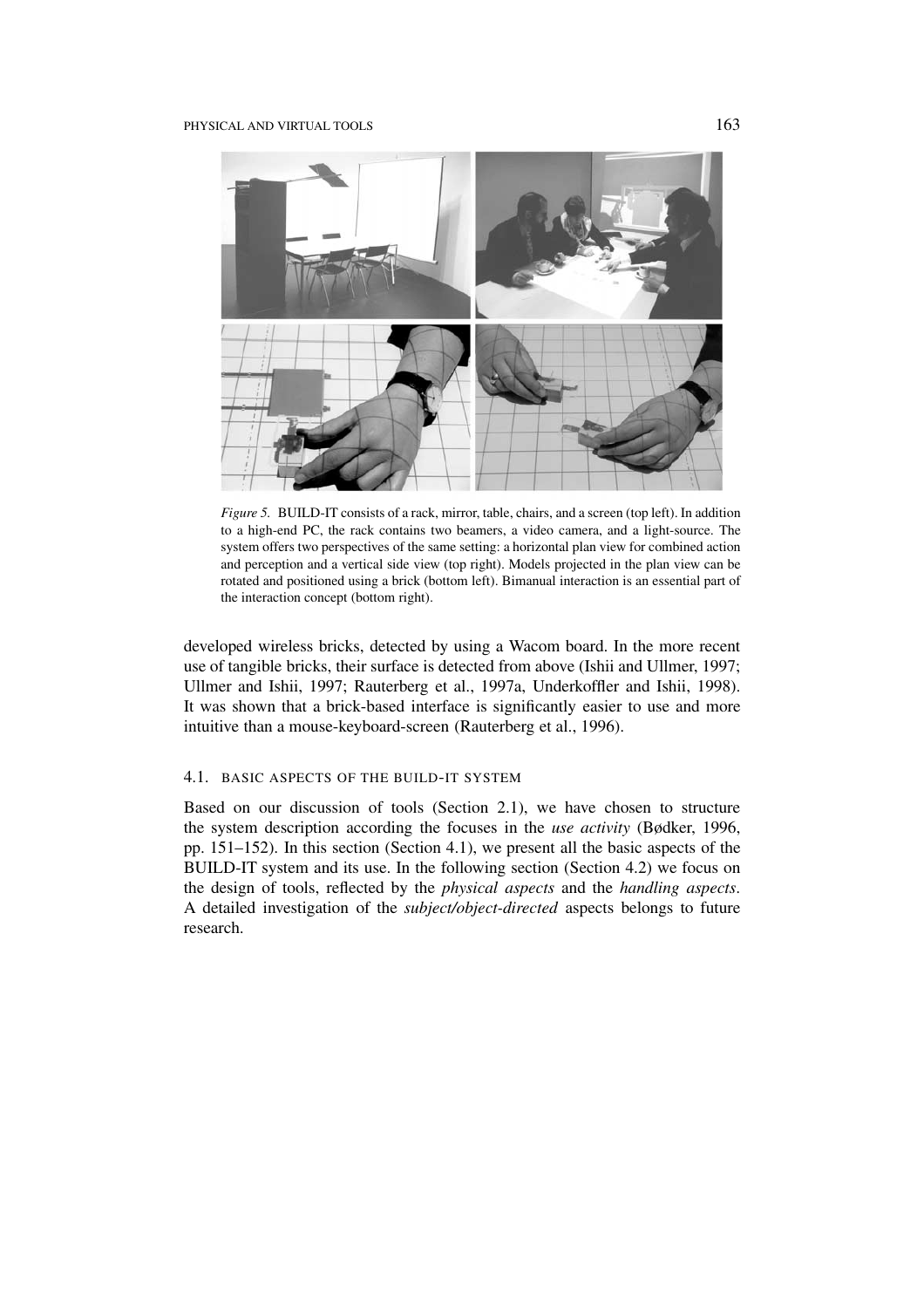*Figure 5.* BUILD-IT consists of a rack, mirror, table, chairs, and a screen (top left). In addition to a high-end PC, the rack contains two beamers, a video camera, and a light-source. The system offers two perspectives of the same setting: a horizontal plan view for combined action and perception and a vertical side view (top right). Models projected in the plan view can be rotated and positioned using a brick (bottom left). Bimanual interaction is an essential part of the interaction concept (bottom right).

developed wireless bricks, detected by using a Wacom board. In the more recent use of tangible bricks, their surface is detected from above (Ishii and Ullmer, 1997; Ullmer and Ishii, 1997; Rauterberg et al., 1997a, Underkoffler and Ishii, 1998). It was shown that a brick-based interface is significantly easier to use and more intuitive than a mouse-keyboard-screen (Rauterberg et al., 1996).

### 4.1. BASIC ASPECTS OF THE BUILD-IT SYSTEM

Based on our discussion of tools (Section 2.1), we have chosen to structure the system description according the focuses in the *use activity* (Bødker, 1996, pp. 151–152). In this section (Section 4.1), we present all the basic aspects of the BUILD-IT system and its use. In the following section (Section 4.2) we focus on the design of tools, reflected by the *physical aspects* and the *handling aspects*. A detailed investigation of the *subject/object-directed* aspects belongs to future research.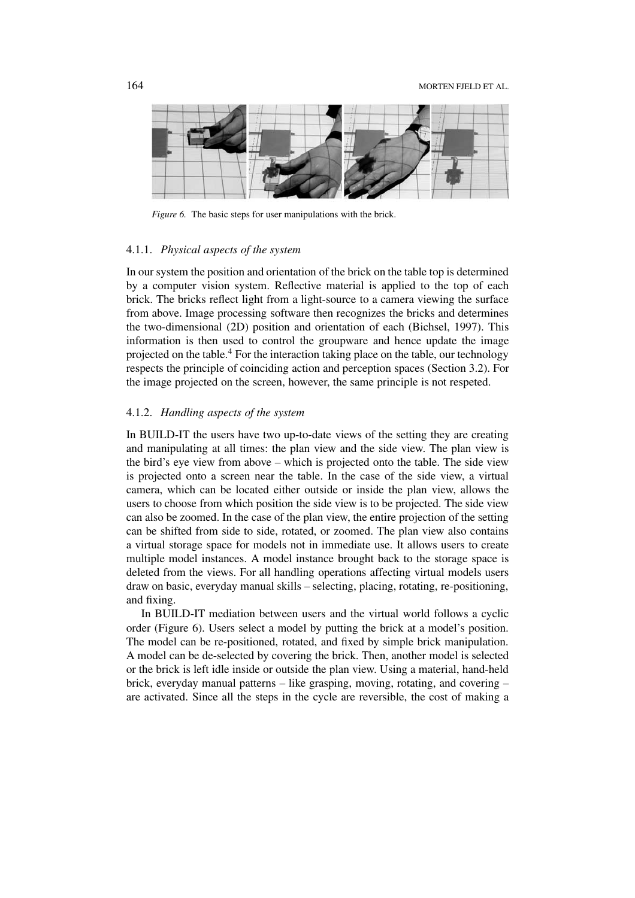*Figure 6.* The basic steps for user manipulations with the brick.

#### 4.1.1. *Physical aspects of the system*

In our system the position and orientation of the brick on the table top is determined by a computer vision system. Reflective material is applied to the top of each brick. The bricks reflect light from a light-source to a camera viewing the surface from above. Image processing software then recognizes the bricks and determines the two-dimensional (2D) position and orientation of each (Bichsel, 1997). This information is then used to control the groupware and hence update the image projected on the table.[4] For the interaction taking place on the table, our technology respects the principle of coinciding action and perception spaces (Section 3.2). For the image projected on the screen, however, the same principle is not respeted.

#### 4.1.2. *Handling aspects of the system*

In BUILD-IT the users have two up-to-date views of the setting they are creating and manipulating at all times: the plan view and the side view. The plan view is the bird's eye view from above – which is projected onto the table. The side view is projected onto a screen near the table. In the case of the side view, a virtual camera, which can be located either outside or inside the plan view, allows the users to choose from which position the side view is to be projected. The side view can also be zoomed. In the case of the plan view, the entire projection of the setting can be shifted from side to side, rotated, or zoomed. The plan view also contains a virtual storage space for models not in immediate use. It allows users to create multiple model instances. A model instance brought back to the storage space is deleted from the views. For all handling operations affecting virtual models users draw on basic, everyday manual skills – selecting, placing, rotating, re-positioning, and fixing.

In BUILD-IT mediation between users and the virtual world follows a cyclic order (Figure 6). Users select a model by putting the brick at a model's position. The model can be re-positioned, rotated, and fixed by simple brick manipulation. A model can be de-selected by covering the brick. Then, another model is selected or the brick is left idle inside or outside the plan view. Using a material, hand-held brick, everyday manual patterns – like grasping, moving, rotating, and covering – are activated. Since all the steps in the cycle are reversible, the cost of making a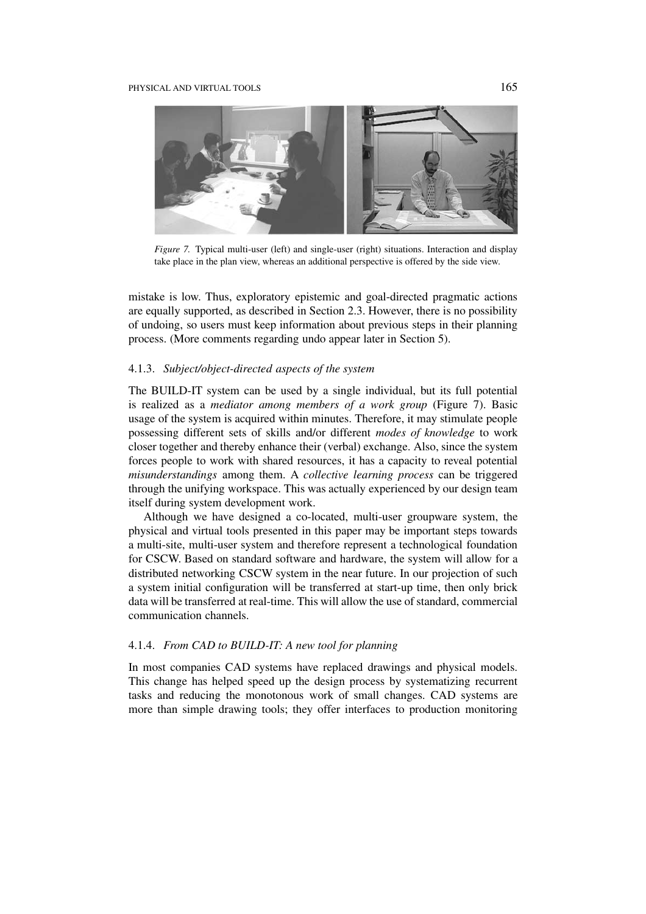*Figure 7.* Typical multi-user (left) and single-user (right) situations. Interaction and display take place in the plan view, whereas an additional perspective is offered by the side view.

mistake is low. Thus, exploratory epistemic and goal-directed pragmatic actions are equally supported, as described in Section 2.3. However, there is no possibility of undoing, so users must keep information about previous steps in their planning process. (More comments regarding undo appear later in Section 5).

#### 4.1.3. *Subject/object-directed aspects of the system*

The BUILD-IT system can be used by a single individual, but its full potential is realized as a *mediator among members of a work group* (Figure 7). Basic usage of the system is acquired within minutes. Therefore, it may stimulate people possessing different sets of skills and/or different *modes of knowledge* to work closer together and thereby enhance their (verbal) exchange. Also, since the system forces people to work with shared resources, it has a capacity to reveal potential *misunderstandings* among them. A *collective learning process* can be triggered through the unifying workspace. This was actually experienced by our design team itself during system development work.

Although we have designed a co-located, multi-user groupware system, the physical and virtual tools presented in this paper may be important steps towards a multi-site, multi-user system and therefore represent a technological foundation for CSCW. Based on standard software and hardware, the system will allow for a distributed networking CSCW system in the near future. In our projection of such a system initial configuration will be transferred at start-up time, then only brick data will be transferred at real-time. This will allow the use of standard, commercial communication channels.

#### 4.1.4. *From CAD to BUILD-IT: A new tool for planning*

In most companies CAD systems have replaced drawings and physical models. This change has helped speed up the design process by systematizing recurrent tasks and reducing the monotonous work of small changes. CAD systems are more than simple drawing tools; they offer interfaces to production monitoring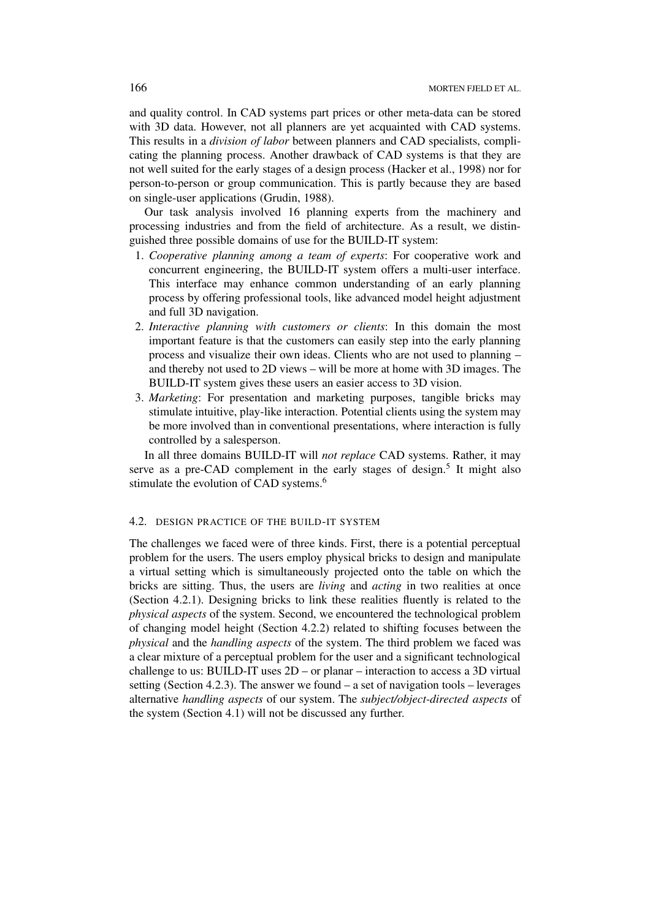and quality control. In CAD systems part prices or other meta-data can be stored with 3D data. However, not all planners are yet acquainted with CAD systems. This results in a *division of labor* between planners and CAD specialists, complicating the planning process. Another drawback of CAD systems is that they are not well suited for the early stages of a design process (Hacker et al., 1998) nor for person-to-person or group communication. This is partly because they are based on single-user applications (Grudin, 1988).

Our task analysis involved 16 planning experts from the machinery and processing industries and from the field of architecture. As a result, we distinguished three possible domains of use for the BUILD-IT system:

1. *Cooperative planning among a team of experts*: For cooperative work and concurrent engineering, the BUILD-IT system offers a multi-user interface. This interface may enhance common understanding of an early planning process by offering professional tools, like advanced model height adjustment and full 3D navigation.
2. *Interactive planning with customers or clients*: In this domain the most important feature is that the customers can easily step into the early planning process and visualize their own ideas. Clients who are not used to planning – and thereby not used to 2D views – will be more at home with 3D images. The BUILD-IT system gives these users an easier access to 3D vision.
3. *Marketing*: For presentation and marketing purposes, tangible bricks may stimulate intuitive, play-like interaction. Potential clients using the system may be more involved than in conventional presentations, where interaction is fully controlled by a salesperson.

In all three domains BUILD-IT will *not replace* CAD systems. Rather, it may serve as a pre-CAD complement in the early stages of design.[5] It might also stimulate the evolution of CAD systems.[6]

### 4.2. Design practice of the BUILD-IT system

The challenges we faced were of three kinds. First, there is a potential perceptual problem for the users. The users employ physical bricks to design and manipulate a virtual setting which is simultaneously projected onto the table on which the bricks are sitting. Thus, the users are *living* and *acting* in two realities at once (Section 4.2.1). Designing bricks to link these realities fluently is related to the *physical aspects* of the system. Second, we encountered the technological problem of changing model height (Section 4.2.2) related to shifting focuses between the *physical* and the *handling aspects* of the system. The third problem we faced was a clear mixture of a perceptual problem for the user and a significant technological challenge to us: BUILD-IT uses 2D – or planar – interaction to access a 3D virtual setting (Section 4.2.3). The answer we found – a set of navigation tools – leverages alternative *handling aspects* of our system. The *subject/object-directed aspects* of the system (Section 4.1) will not be discussed any further.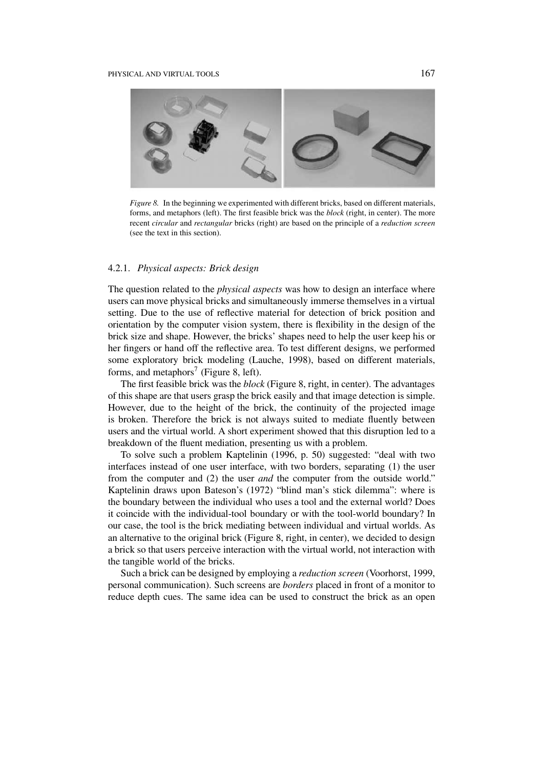*Figure 8.* In the beginning we experimented with different bricks, based on different materials, forms, and metaphors (left). The first feasible brick was the *block* (right, in center). The more recent *circular* and *rectangular* bricks (right) are based on the principle of a *reduction screen* (see the text in this section).

#### 4.2.1. *Physical aspects: Brick design*

The question related to the *physical aspects* was how to design an interface where users can move physical bricks and simultaneously immerse themselves in a virtual setting. Due to the use of reflective material for detection of brick position and orientation by the computer vision system, there is flexibility in the design of the brick size and shape. However, the bricks' shapes need to help the user keep his or her fingers or hand off the reflective area. To test different designs, we performed some exploratory brick modeling (Lauche, 1998), based on different materials, forms, and metaphors[7] (Figure 8, left).

The first feasible brick was the *block* (Figure 8, right, in center). The advantages of this shape are that users grasp the brick easily and that image detection is simple. However, due to the height of the brick, the continuity of the projected image is broken. Therefore the brick is not always suited to mediate fluently between users and the virtual world. A short experiment showed that this disruption led to a breakdown of the fluent mediation, presenting us with a problem.

To solve such a problem Kaptelinin (1996, p. 50) suggested: "deal with two interfaces instead of one user interface, with two borders, separating (1) the user from the computer and (2) the user *and* the computer from the outside world." Kaptelinin draws upon Bateson's (1972) "blind man's stick dilemma": where is the boundary between the individual who uses a tool and the external world? Does it coincide with the individual-tool boundary or with the tool-world boundary? In our case, the tool is the brick mediating between individual and virtual worlds. As an alternative to the original brick (Figure 8, right, in center), we decided to design a brick so that users perceive interaction with the virtual world, not interaction with the tangible world of the bricks.

Such a brick can be designed by employing a *reduction screen* (Voorhorst, 1999, personal communication). Such screens are *borders* placed in front of a monitor to reduce depth cues. The same idea can be used to construct the brick as an open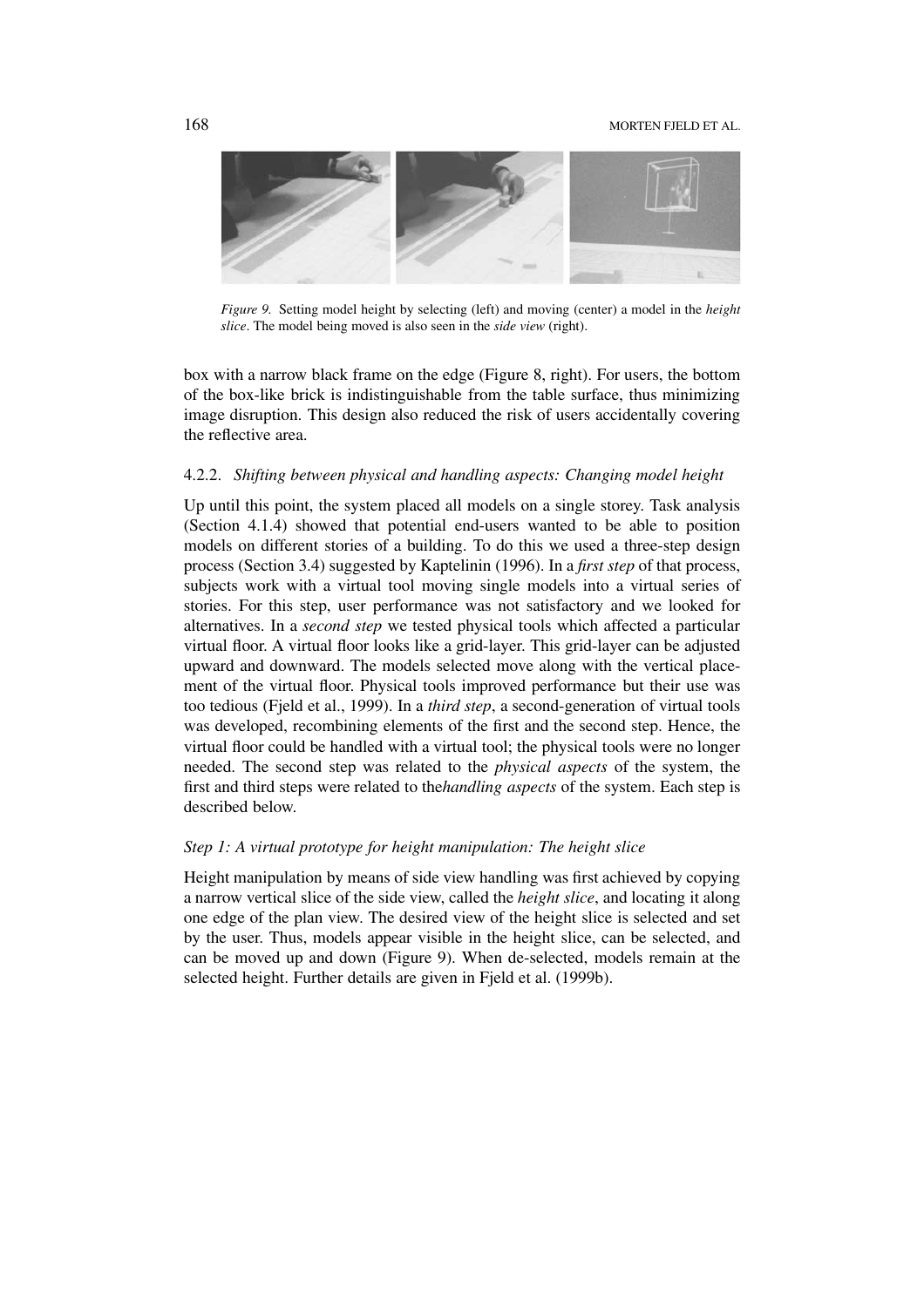*Figure 9.* Setting model height by selecting (left) and moving (center) a model in the *height slice*. The model being moved is also seen in the *side view* (right).

box with a narrow black frame on the edge (Figure 8, right). For users, the bottom of the box-like brick is indistinguishable from the table surface, thus minimizing image disruption. This design also reduced the risk of users accidentally covering the reflective area.

#### 4.2.2. *Shifting between physical and handling aspects: Changing model height*

Up until this point, the system placed all models on a single storey. Task analysis (Section 4.1.4) showed that potential end-users wanted to be able to position models on different stories of a building. To do this we used a three-step design process (Section 3.4) suggested by Kaptelinin (1996). In a *first step* of that process, subjects work with a virtual tool moving single models into a virtual series of stories. For this step, user performance was not satisfactory and we looked for alternatives. In a *second step* we tested physical tools which affected a particular virtual floor. A virtual floor looks like a grid-layer. This grid-layer can be adjusted upward and downward. The models selected move along with the vertical placement of the virtual floor. Physical tools improved performance but their use was too tedious (Fjeld et al., 1999). In a *third step*, a second-generation of virtual tools was developed, recombining elements of the first and the second step. Hence, the virtual floor could be handled with a virtual tool; the physical tools were no longer needed. The second step was related to the *physical aspects* of the system, the first and third steps were related to the*handling aspects* of the system. Each step is described below.

#### *Step 1: A virtual prototype for height manipulation: The height slice*

Height manipulation by means of side view handling was first achieved by copying a narrow vertical slice of the side view, called the *height slice*, and locating it along one edge of the plan view. The desired view of the height slice is selected and set by the user. Thus, models appear visible in the height slice, can be selected, and can be moved up and down (Figure 9). When de-selected, models remain at the selected height. Further details are given in Fjeld et al. (1999b).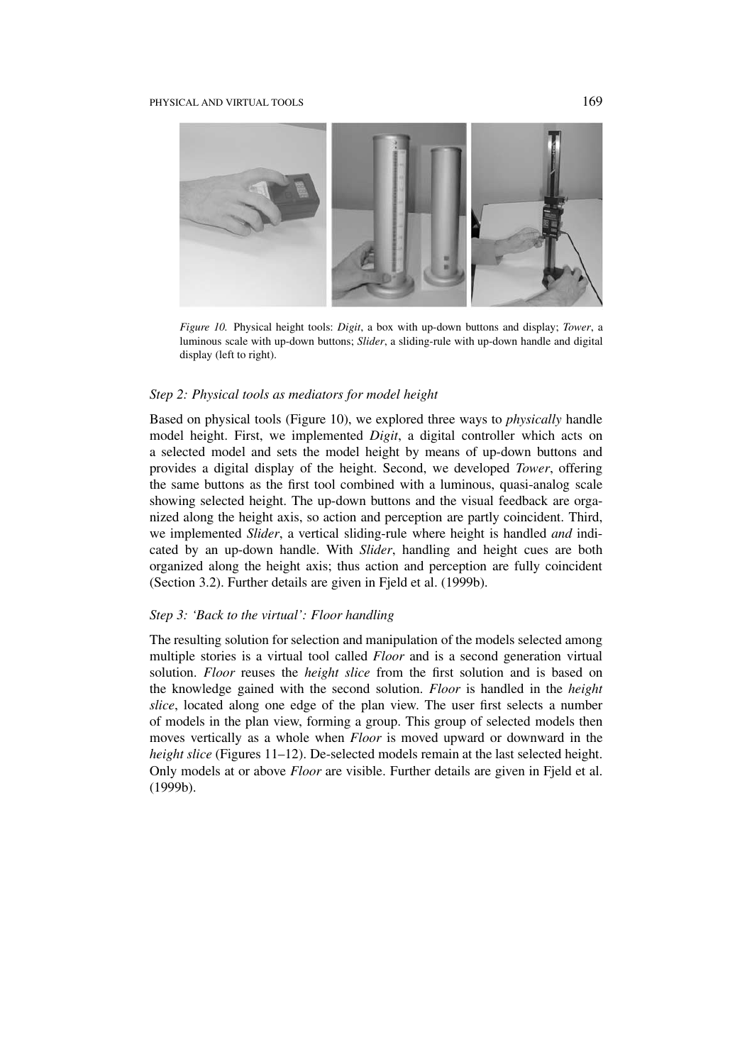*Figure 10.* Physical height tools: *Digit*, a box with up-down buttons and display; *Tower*, a luminous scale with up-down buttons; *Slider*, a sliding-rule with up-down handle and digital display (left to right).

### *Step 2: Physical tools as mediators for model height*

Based on physical tools (Figure 10), we explored three ways to *physically* handle model height. First, we implemented *Digit*, a digital controller which acts on a selected model and sets the model height by means of up-down buttons and provides a digital display of the height. Second, we developed *Tower*, offering the same buttons as the first tool combined with a luminous, quasi-analog scale showing selected height. The up-down buttons and the visual feedback are organized along the height axis, so action and perception are partly coincident. Third, we implemented *Slider*, a vertical sliding-rule where height is handled *and* indicated by an up-down handle. With *Slider*, handling and height cues are both organized along the height axis; thus action and perception are fully coincident (Section 3.2). Further details are given in Fjeld et al. (1999b).

### *Step 3: 'Back to the virtual': Floor handling*

The resulting solution for selection and manipulation of the models selected among multiple stories is a virtual tool called *Floor* and is a second generation virtual solution. *Floor* reuses the *height slice* from the first solution and is based on the knowledge gained with the second solution. *Floor* is handled in the *height slice*, located along one edge of the plan view. The user first selects a number of models in the plan view, forming a group. This group of selected models then moves vertically as a whole when *Floor* is moved upward or downward in the *height slice* (Figures 11–12). De-selected models remain at the last selected height. Only models at or above *Floor* are visible. Further details are given in Fjeld et al. (1999b).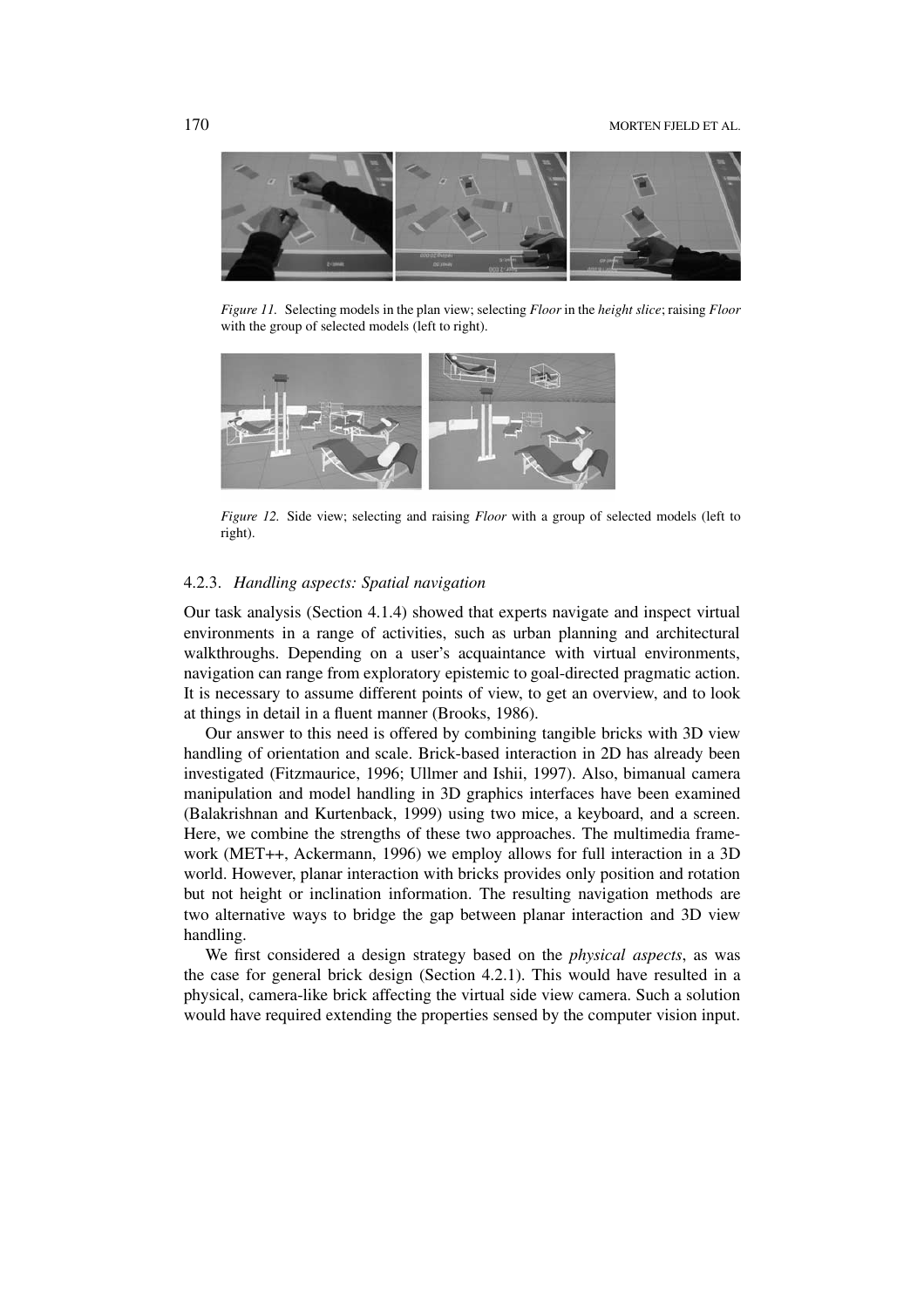*Figure 11.* Selecting models in the plan view; selecting *Floor* in the *height slice*; raising *Floor* with the group of selected models (left to right).

*Figure 12.* Side view; selecting and raising *Floor* with a group of selected models (left to right).

#### 4.2.3. *Handling aspects: Spatial navigation*

Our task analysis (Section 4.1.4) showed that experts navigate and inspect virtual environments in a range of activities, such as urban planning and architectural walkthroughs. Depending on a user's acquaintance with virtual environments, navigation can range from exploratory epistemic to goal-directed pragmatic action. It is necessary to assume different points of view, to get an overview, and to look at things in detail in a fluent manner (Brooks, 1986).

Our answer to this need is offered by combining tangible bricks with 3D view handling of orientation and scale. Brick-based interaction in 2D has already been investigated (Fitzmaurice, 1996; Ullmer and Ishii, 1997). Also, bimanual camera manipulation and model handling in 3D graphics interfaces have been examined (Balakrishnan and Kurtenback, 1999) using two mice, a keyboard, and a screen. Here, we combine the strengths of these two approaches. The multimedia framework (MET++, Ackermann, 1996) we employ allows for full interaction in a 3D world. However, planar interaction with bricks provides only position and rotation but not height or inclination information. The resulting navigation methods are two alternative ways to bridge the gap between planar interaction and 3D view handling.

We first considered a design strategy based on the *physical aspects*, as was the case for general brick design (Section 4.2.1). This would have resulted in a physical, camera-like brick affecting the virtual side view camera. Such a solution would have required extending the properties sensed by the computer vision input.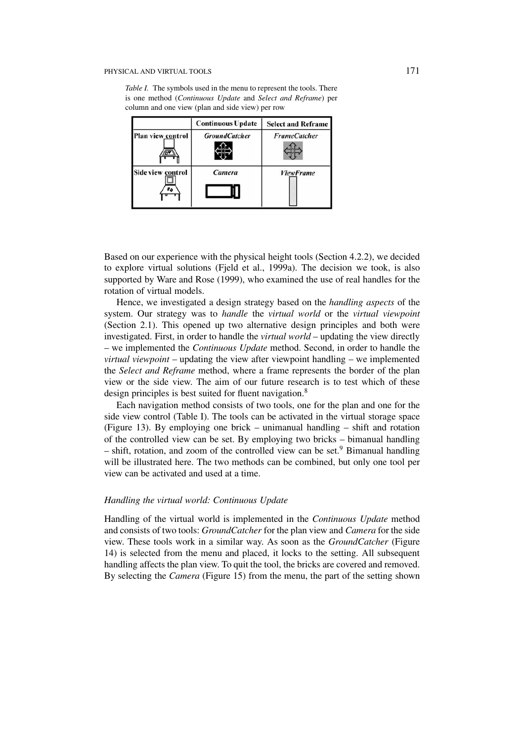*Table I.* The symbols used in the menu to represent the tools. There is one method (*Continuous Update* and *Select and Reframe*) per column and one view (plan and side view) per row

| | Continuous Update | Select and Reframe |
|---|---|---|
| Plan view control | *GroundCatcher* | *FrameCatcher* |
| Side view control | *Camera* | *ViewFrame* |

Based on our experience with the physical height tools (Section 4.2.2), we decided to explore virtual solutions (Fjeld et al., 1999a). The decision we took, is also supported by Ware and Rose (1999), who examined the use of real handles for the rotation of virtual models.

Hence, we investigated a design strategy based on the *handling aspects* of the system. Our strategy was to *handle* the *virtual world* or the *virtual viewpoint* (Section 2.1). This opened up two alternative design principles and both were investigated. First, in order to handle the *virtual world* – updating the view directly – we implemented the *Continuous Update* method. Second, in order to handle the *virtual viewpoint* – updating the view after viewpoint handling – we implemented the *Select and Reframe* method, where a frame represents the border of the plan view or the side view. The aim of our future research is to test which of these design principles is best suited for fluent navigation.[8]

Each navigation method consists of two tools, one for the plan and one for the side view control (Table I). The tools can be activated in the virtual storage space (Figure 13). By employing one brick – unimanual handling – shift and rotation of the controlled view can be set. By employing two bricks – bimanual handling – shift, rotation, and zoom of the controlled view can be set.[9] Bimanual handling will be illustrated here. The two methods can be combined, but only one tool per view can be activated and used at a time.

### *Handling the virtual world: Continuous Update*

Handling of the virtual world is implemented in the *Continuous Update* method and consists of two tools: *GroundCatcher* for the plan view and *Camera* for the side view. These tools work in a similar way. As soon as the *GroundCatcher* (Figure 14) is selected from the menu and placed, it locks to the setting. All subsequent handling affects the plan view. To quit the tool, the bricks are covered and removed. By selecting the *Camera* (Figure 15) from the menu, the part of the setting shown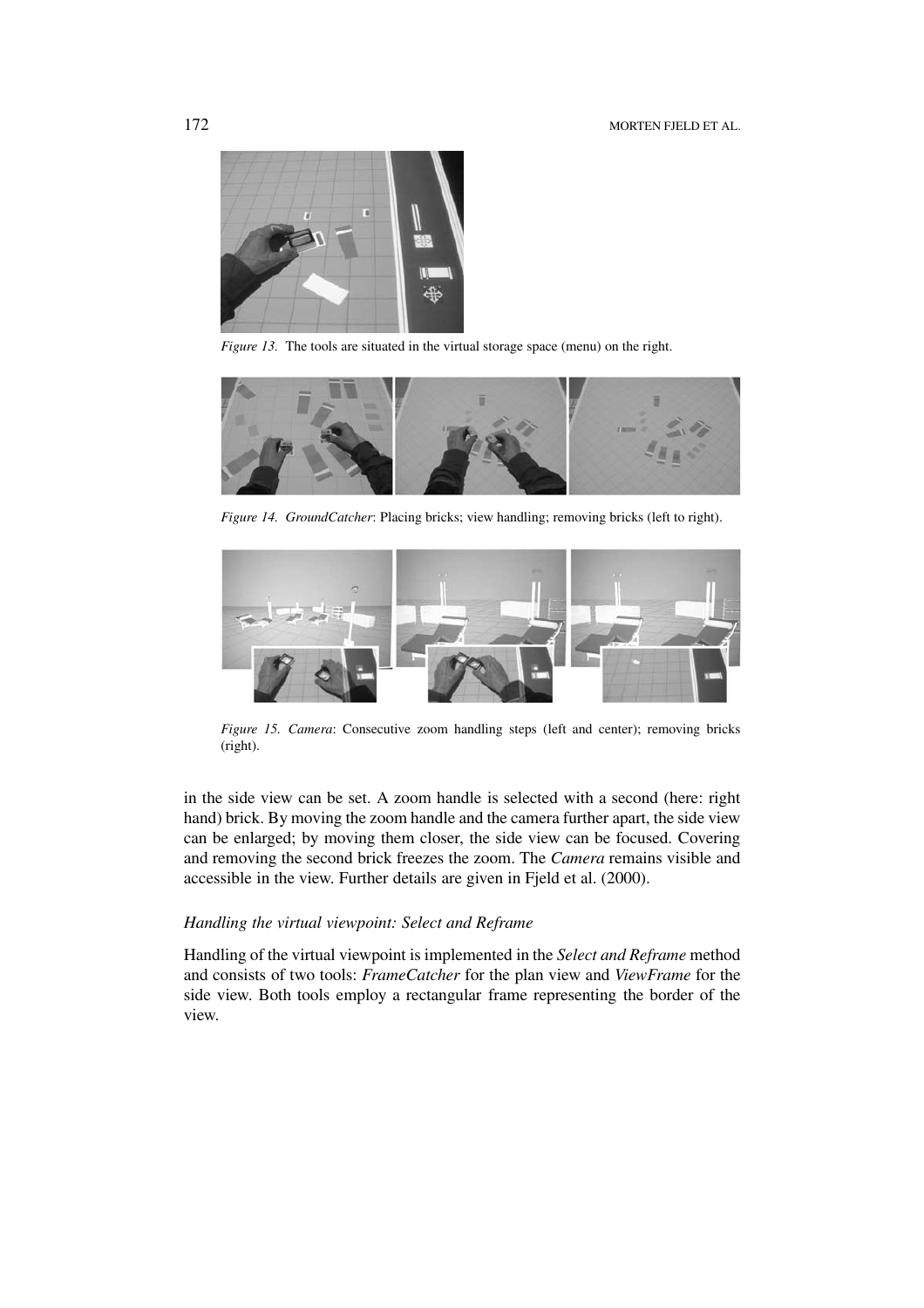*Figure 13.* The tools are situated in the virtual storage space (menu) on the right.

*Figure 14. GroundCatcher*: Placing bricks; view handling; removing bricks (left to right).

*Figure 15. Camera*: Consecutive zoom handling steps (left and center); removing bricks (right).

in the side view can be set. A zoom handle is selected with a second (here: right hand) brick. By moving the zoom handle and the camera further apart, the side view can be enlarged; by moving them closer, the side view can be focused. Covering and removing the second brick freezes the zoom. The *Camera* remains visible and accessible in the view. Further details are given in Fjeld et al. (2000).

### *Handling the virtual viewpoint: Select and Reframe*

Handling of the virtual viewpoint is implemented in the *Select and Reframe* method and consists of two tools: *FrameCatcher* for the plan view and *ViewFrame* for the side view. Both tools employ a rectangular frame representing the border of the view.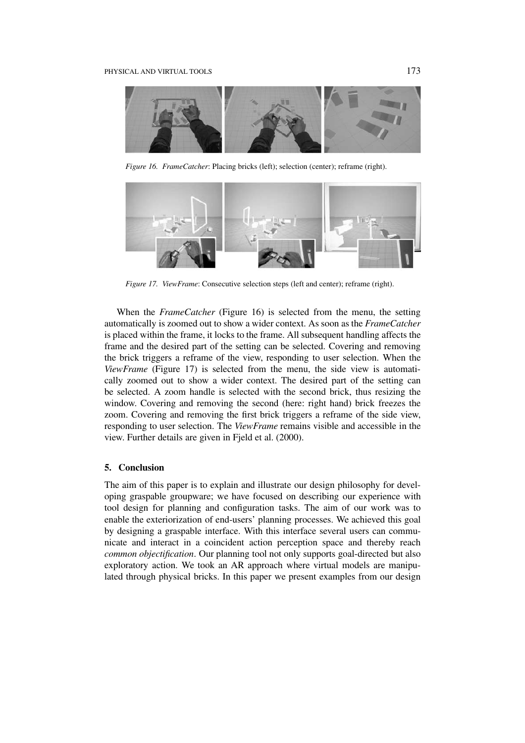*Figure 16. FrameCatcher*: Placing bricks (left); selection (center); reframe (right).

*Figure 17. ViewFrame*: Consecutive selection steps (left and center); reframe (right).

When the *FrameCatcher* (Figure 16) is selected from the menu, the setting automatically is zoomed out to show a wider context. As soon as the *FrameCatcher* is placed within the frame, it locks to the frame. All subsequent handling affects the frame and the desired part of the setting can be selected. Covering and removing the brick triggers a reframe of the view, responding to user selection. When the *ViewFrame* (Figure 17) is selected from the menu, the side view is automatically zoomed out to show a wider context. The desired part of the setting can be selected. A zoom handle is selected with the second brick, thus resizing the window. Covering and removing the second (here: right hand) brick freezes the zoom. Covering and removing the first brick triggers a reframe of the side view, responding to user selection. The *ViewFrame* remains visible and accessible in the view. Further details are given in Fjeld et al. (2000).

## 5. Conclusion

The aim of this paper is to explain and illustrate our design philosophy for developing graspable groupware; we have focused on describing our experience with tool design for planning and configuration tasks. The aim of our work was to enable the exteriorization of end-users' planning processes. We achieved this goal by designing a graspable interface. With this interface several users can communicate and interact in a coincident action perception space and thereby reach *common objectification*. Our planning tool not only supports goal-directed but also exploratory action. We took an AR approach where virtual models are manipulated through physical bricks. In this paper we present examples from our design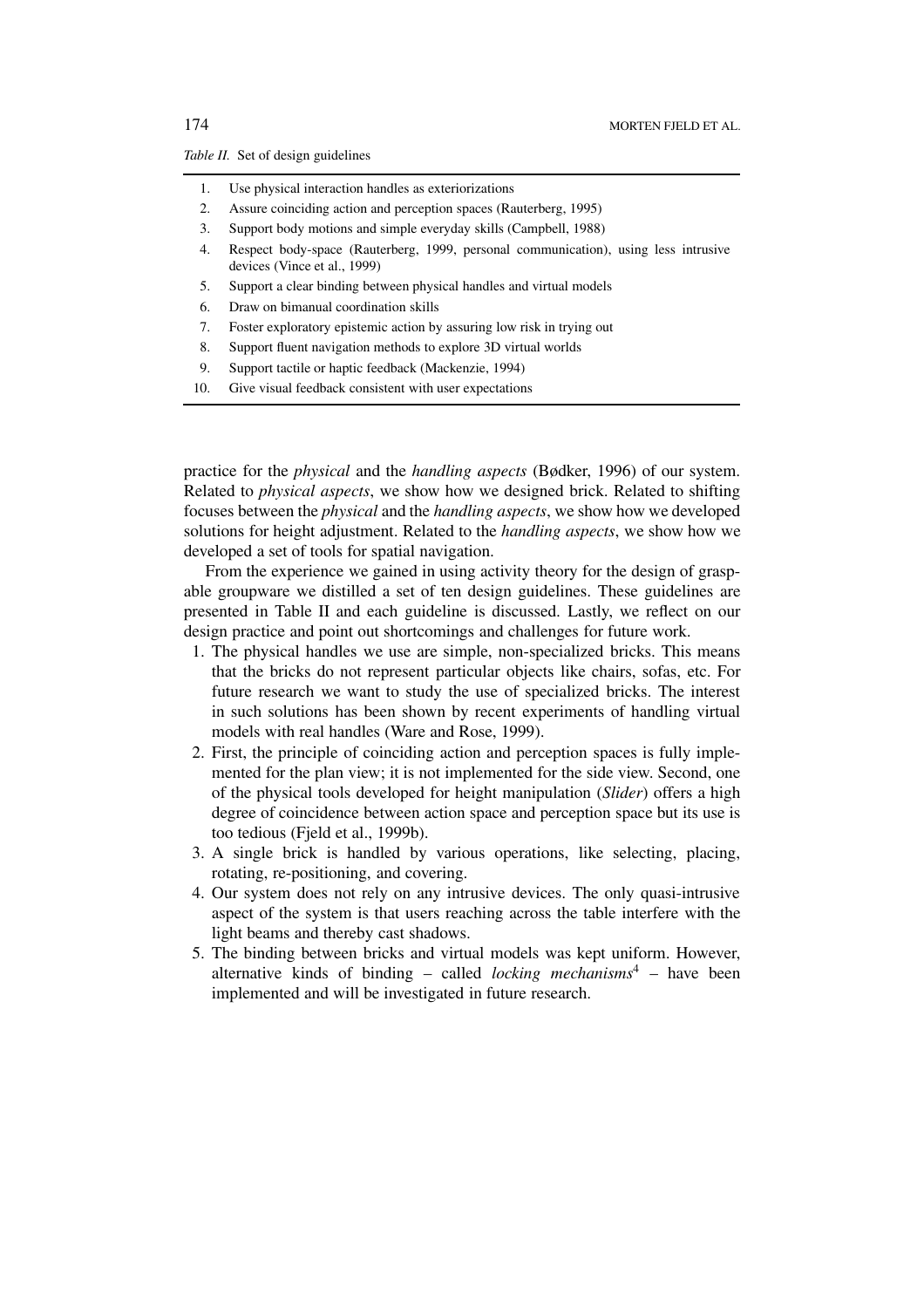*Table II.* Set of design guidelines

| | |
|---|---|
| 1. | Use physical interaction handles as exteriorizations |
| 2. | Assure coinciding action and perception spaces (Rauterberg, 1995) |
| 3. | Support body motions and simple everyday skills (Campbell, 1988) |
| 4. | Respect body-space (Rauterberg, 1999, personal communication), using less intrusive devices (Vince et al., 1999) |
| 5. | Support a clear binding between physical handles and virtual models |
| 6. | Draw on bimanual coordination skills |
| 7. | Foster exploratory epistemic action by assuring low risk in trying out |
| 8. | Support fluent navigation methods to explore 3D virtual worlds |
| 9. | Support tactile or haptic feedback (Mackenzie, 1994) |
| 10. | Give visual feedback consistent with user expectations |

practice for the *physical* and the *handling aspects* (Bødker, 1996) of our system. Related to *physical aspects*, we show how we designed brick. Related to shifting focuses between the *physical* and the *handling aspects*, we show how we developed solutions for height adjustment. Related to the *handling aspects*, we show how we developed a set of tools for spatial navigation.

From the experience we gained in using activity theory for the design of graspable groupware we distilled a set of ten design guidelines. These guidelines are presented in Table II and each guideline is discussed. Lastly, we reflect on our design practice and point out shortcomings and challenges for future work.

1. The physical handles we use are simple, non-specialized bricks. This means that the bricks do not represent particular objects like chairs, sofas, etc. For future research we want to study the use of specialized bricks. The interest in such solutions has been shown by recent experiments of handling virtual models with real handles (Ware and Rose, 1999).
2. First, the principle of coinciding action and perception spaces is fully implemented for the plan view; it is not implemented for the side view. Second, one of the physical tools developed for height manipulation (*Slider*) offers a high degree of coincidence between action space and perception space but its use is too tedious (Fjeld et al., 1999b).
3. A single brick is handled by various operations, like selecting, placing, rotating, re-positioning, and covering.
4. Our system does not rely on any intrusive devices. The only quasi-intrusive aspect of the system is that users reaching across the table interfere with the light beams and thereby cast shadows.
5. The binding between bricks and virtual models was kept uniform. However, alternative kinds of binding – called *locking mechanisms*[4] – have been implemented and will be investigated in future research.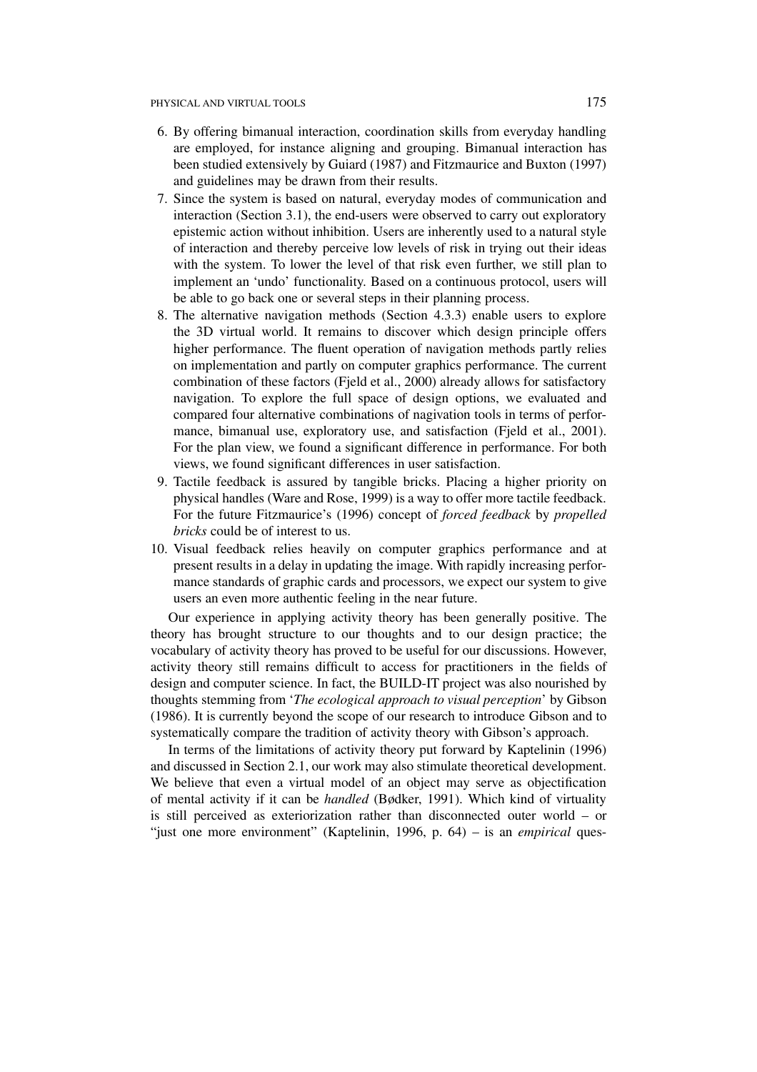6. By offering bimanual interaction, coordination skills from everyday handling are employed, for instance aligning and grouping. Bimanual interaction has been studied extensively by Guiard (1987) and Fitzmaurice and Buxton (1997) and guidelines may be drawn from their results.
7. Since the system is based on natural, everyday modes of communication and interaction (Section 3.1), the end-users were observed to carry out exploratory epistemic action without inhibition. Users are inherently used to a natural style of interaction and thereby perceive low levels of risk in trying out their ideas with the system. To lower the level of that risk even further, we still plan to implement an 'undo' functionality. Based on a continuous protocol, users will be able to go back one or several steps in their planning process.
8. The alternative navigation methods (Section 4.3.3) enable users to explore the 3D virtual world. It remains to discover which design principle offers higher performance. The fluent operation of navigation methods partly relies on implementation and partly on computer graphics performance. The current combination of these factors (Fjeld et al., 2000) already allows for satisfactory navigation. To explore the full space of design options, we evaluated and compared four alternative combinations of nagivation tools in terms of performance, bimanual use, exploratory use, and satisfaction (Fjeld et al., 2001). For the plan view, we found a significant difference in performance. For both views, we found significant differences in user satisfaction.
9. Tactile feedback is assured by tangible bricks. Placing a higher priority on physical handles (Ware and Rose, 1999) is a way to offer more tactile feedback. For the future Fitzmaurice's (1996) concept of *forced feedback* by *propelled bricks* could be of interest to us.
10. Visual feedback relies heavily on computer graphics performance and at present results in a delay in updating the image. With rapidly increasing performance standards of graphic cards and processors, we expect our system to give users an even more authentic feeling in the near future.

Our experience in applying activity theory has been generally positive. The theory has brought structure to our thoughts and to our design practice; the vocabulary of activity theory has proved to be useful for our discussions. However, activity theory still remains difficult to access for practitioners in the fields of design and computer science. In fact, the BUILD-IT project was also nourished by thoughts stemming from '*The ecological approach to visual perception*' by Gibson (1986). It is currently beyond the scope of our research to introduce Gibson and to systematically compare the tradition of activity theory with Gibson's approach.

In terms of the limitations of activity theory put forward by Kaptelinin (1996) and discussed in Section 2.1, our work may also stimulate theoretical development. We believe that even a virtual model of an object may serve as objectification of mental activity if it can be *handled* (Bødker, 1991). Which kind of virtuality is still perceived as exteriorization rather than disconnected outer world – or "just one more environment" (Kaptelinin, 1996, p. 64) – is an *empirical* ques-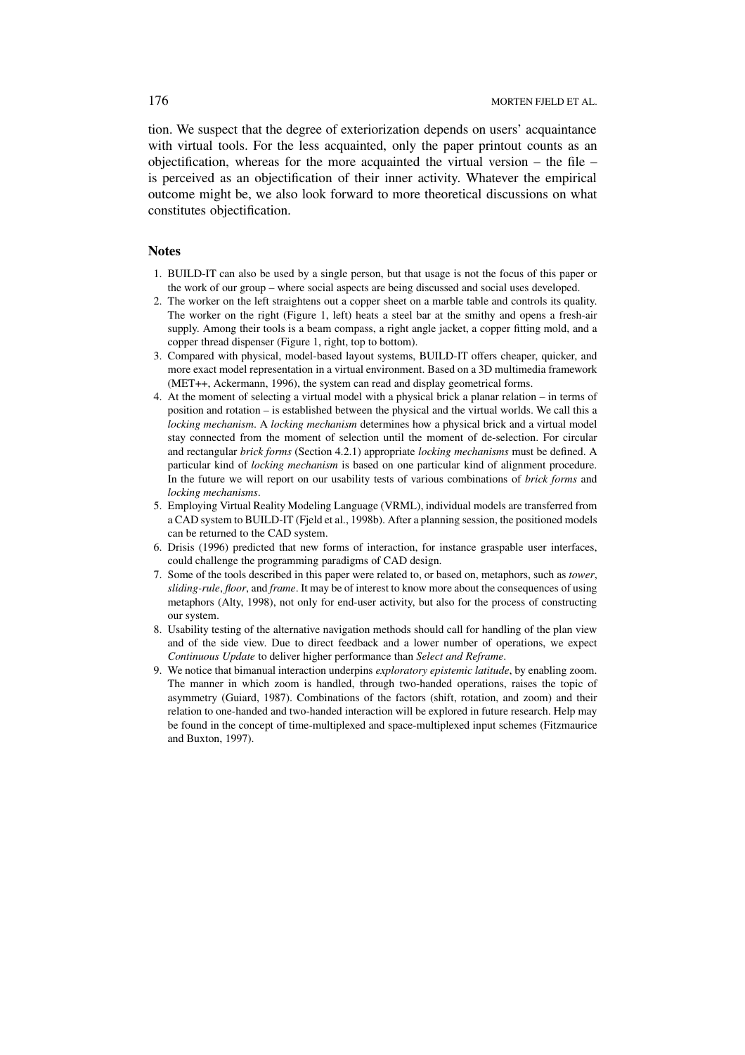tion. We suspect that the degree of exteriorization depends on users' acquaintance with virtual tools. For the less acquainted, only the paper printout counts as an objectification, whereas for the more acquainted the virtual version – the file – is perceived as an objectification of their inner activity. Whatever the empirical outcome might be, we also look forward to more theoretical discussions on what constitutes objectification.

## Notes

1. BUILD-IT can also be used by a single person, but that usage is not the focus of this paper or the work of our group – where social aspects are being discussed and social uses developed.
2. The worker on the left straightens out a copper sheet on a marble table and controls its quality. The worker on the right (Figure 1, left) heats a steel bar at the smithy and opens a fresh-air supply. Among their tools is a beam compass, a right angle jacket, a copper fitting mold, and a copper thread dispenser (Figure 1, right, top to bottom).
3. Compared with physical, model-based layout systems, BUILD-IT offers cheaper, quicker, and more exact model representation in a virtual environment. Based on a 3D multimedia framework (MET++, Ackermann, 1996), the system can read and display geometrical forms.
4. At the moment of selecting a virtual model with a physical brick a planar relation – in terms of position and rotation – is established between the physical and the virtual worlds. We call this a *locking mechanism*. A *locking mechanism* determines how a physical brick and a virtual model stay connected from the moment of selection until the moment of de-selection. For circular and rectangular *brick forms* (Section 4.2.1) appropriate *locking mechanisms* must be defined. A particular kind of *locking mechanism* is based on one particular kind of alignment procedure. In the future we will report on our usability tests of various combinations of *brick forms* and *locking mechanisms*.
5. Employing Virtual Reality Modeling Language (VRML), individual models are transferred from a CAD system to BUILD-IT (Fjeld et al., 1998b). After a planning session, the positioned models can be returned to the CAD system.
6. Drisis (1996) predicted that new forms of interaction, for instance graspable user interfaces, could challenge the programming paradigms of CAD design.
7. Some of the tools described in this paper were related to, or based on, metaphors, such as *tower*, *sliding-rule*, *floor*, and *frame*. It may be of interest to know more about the consequences of using metaphors (Alty, 1998), not only for end-user activity, but also for the process of constructing our system.
8. Usability testing of the alternative navigation methods should call for handling of the plan view and of the side view. Due to direct feedback and a lower number of operations, we expect *Continuous Update* to deliver higher performance than *Select and Reframe*.
9. We notice that bimanual interaction underpins *exploratory epistemic latitude*, by enabling zoom. The manner in which zoom is handled, through two-handed operations, raises the topic of asymmetry (Guiard, 1987). Combinations of the factors (shift, rotation, and zoom) and their relation to one-handed and two-handed interaction will be explored in future research. Help may be found in the concept of time-multiplexed and space-multiplexed input schemes (Fitzmaurice and Buxton, 1997).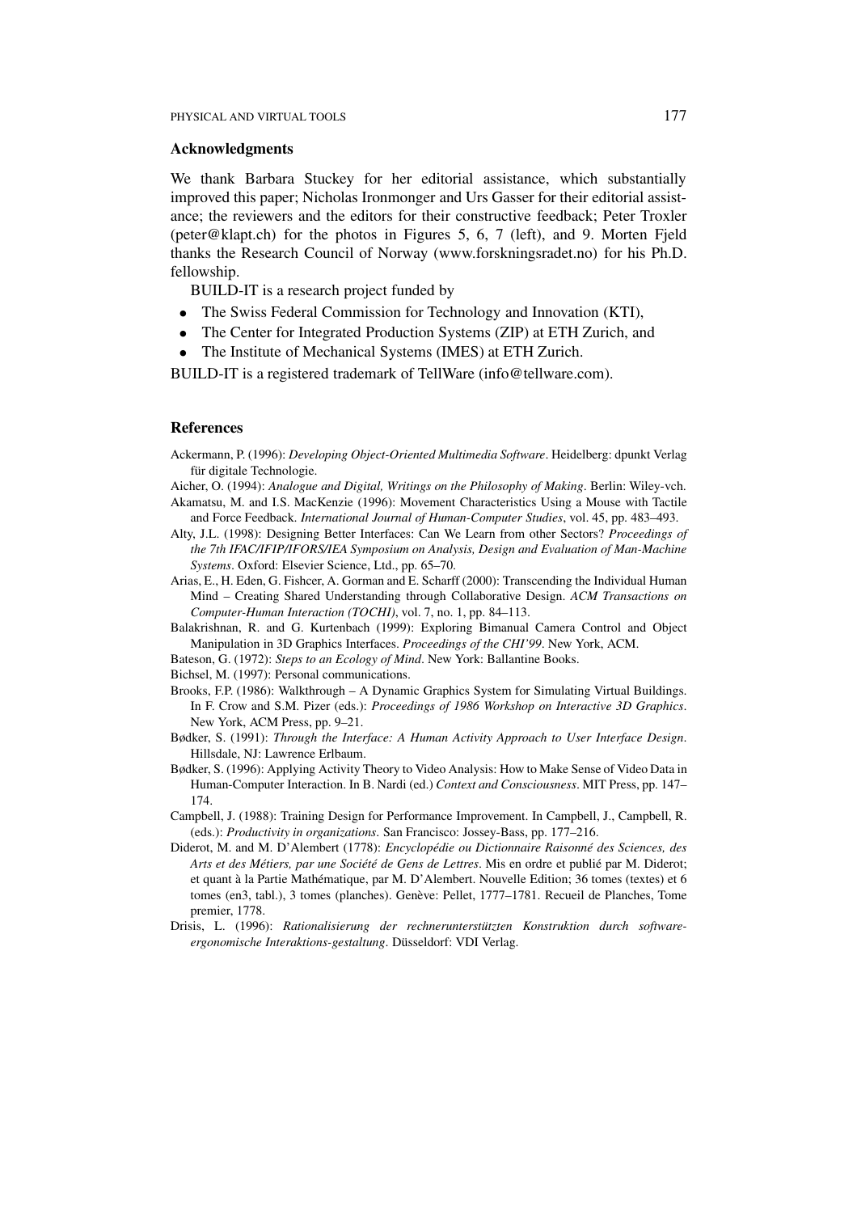## Acknowledgments

We thank Barbara Stuckey for her editorial assistance, which substantially improved this paper; Nicholas Ironmonger and Urs Gasser for their editorial assistance; the reviewers and the editors for their constructive feedback; Peter Troxler (peter@klapt.ch) for the photos in Figures 5, 6, 7 (left), and 9. Morten Fjeld thanks the Research Council of Norway (www.forskningsradet.no) for his Ph.D. fellowship.

BUILD-IT is a research project funded by

- The Swiss Federal Commission for Technology and Innovation (KTI),
- The Center for Integrated Production Systems (ZIP) at ETH Zurich, and
- The Institute of Mechanical Systems (IMES) at ETH Zurich.

BUILD-IT is a registered trademark of TellWare (info@tellware.com).

## References

Ackermann, P. (1996): *Developing Object-Oriented Multimedia Software*. Heidelberg: dpunkt Verlag für digitale Technologie.

Aicher, O. (1994): *Analogue and Digital, Writings on the Philosophy of Making*. Berlin: Wiley-vch.

Akamatsu, M. and I.S. MacKenzie (1996): Movement Characteristics Using a Mouse with Tactile and Force Feedback. *International Journal of Human-Computer Studies*, vol. 45, pp. 483–493.

Alty, J.L. (1998): Designing Better Interfaces: Can We Learn from other Sectors? *Proceedings of the 7th IFAC/IFIP/IFORS/IEA Symposium on Analysis, Design and Evaluation of Man-Machine Systems*. Oxford: Elsevier Science, Ltd., pp. 65–70.

Arias, E., H. Eden, G. Fishcer, A. Gorman and E. Scharff (2000): Transcending the Individual Human Mind – Creating Shared Understanding through Collaborative Design. *ACM Transactions on Computer-Human Interaction (TOCHI)*, vol. 7, no. 1, pp. 84–113.

Balakrishnan, R. and G. Kurtenbach (1999): Exploring Bimanual Camera Control and Object Manipulation in 3D Graphics Interfaces. *Proceedings of the CHI'99*. New York, ACM.

Bateson, G. (1972): *Steps to an Ecology of Mind*. New York: Ballantine Books.

Bichsel, M. (1997): Personal communications.

Brooks, F.P. (1986): Walkthrough – A Dynamic Graphics System for Simulating Virtual Buildings. In F. Crow and S.M. Pizer (eds.): *Proceedings of 1986 Workshop on Interactive 3D Graphics*. New York, ACM Press, pp. 9–21.

Bødker, S. (1991): *Through the Interface: A Human Activity Approach to User Interface Design*. Hillsdale, NJ: Lawrence Erlbaum.

Bødker, S. (1996): Applying Activity Theory to Video Analysis: How to Make Sense of Video Data in Human-Computer Interaction. In B. Nardi (ed.) *Context and Consciousness*. MIT Press, pp. 147–174.

Campbell, J. (1988): Training Design for Performance Improvement. In Campbell, J., Campbell, R. (eds.): *Productivity in organizations*. San Francisco: Jossey-Bass, pp. 177–216.

Diderot, M. and M. D'Alembert (1778): *Encyclopédie ou Dictionnaire Raisonné des Sciences, des Arts et des Métiers, par une Société de Gens de Lettres*. Mis en ordre et publié par M. Diderot; et quant à la Partie Mathématique, par M. D'Alembert. Nouvelle Edition; 36 tomes (textes) et 6 tomes (en3, tabl.), 3 tomes (planches). Genève: Pellet, 1777–1781. Recueil de Planches, Tome premier, 1778.

Drisis, L. (1996): *Rationalisierung der rechnerunterstützten Konstruktion durch software-ergonomische Interaktions-gestaltung*. Düsseldorf: VDI Verlag.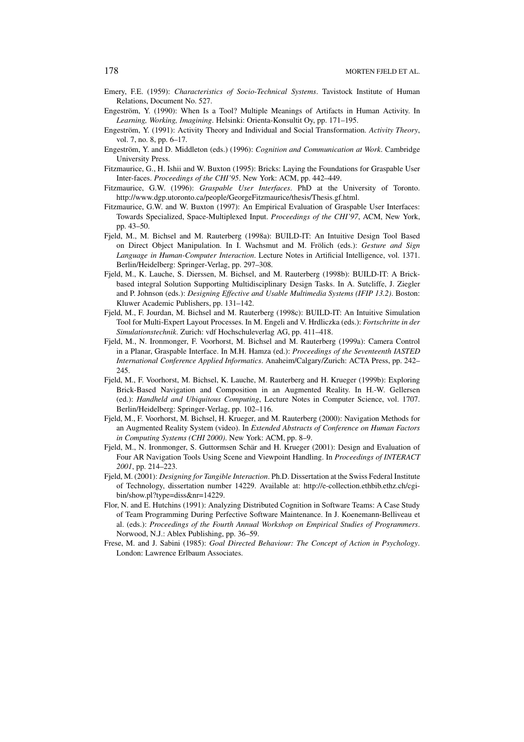Emery, F.E. (1959): *Characteristics of Socio-Technical Systems*. Tavistock Institute of Human Relations, Document No. 527.

Engeström, Y. (1990): When Is a Tool? Multiple Meanings of Artifacts in Human Activity. In *Learning, Working, Imagining*. Helsinki: Orienta-Konsultit Oy, pp. 171–195.

Engeström, Y. (1991): Activity Theory and Individual and Social Transformation. *Activity Theory*, vol. 7, no. 8, pp. 6–17.

Engeström, Y. and D. Middleton (eds.) (1996): *Cognition and Communication at Work*. Cambridge University Press.

Fitzmaurice, G., H. Ishii and W. Buxton (1995): Bricks: Laying the Foundations for Graspable User Inter-faces. *Proceedings of the CHI'95*. New York: ACM, pp. 442–449.

Fitzmaurice, G.W. (1996): *Graspable User Interfaces*. PhD at the University of Toronto. http://www.dgp.utoronto.ca/people/GeorgeFitzmaurice/thesis/Thesis.gf.html.

Fitzmaurice, G.W. and W. Buxton (1997): An Empirical Evaluation of Graspable User Interfaces: Towards Specialized, Space-Multiplexed Input. *Proceedings of the CHI'97*, ACM, New York, pp. 43–50.

Fjeld, M., M. Bichsel and M. Rauterberg (1998a): BUILD-IT: An Intuitive Design Tool Based on Direct Object Manipulation. In I. Wachsmut and M. Frölich (eds.): *Gesture and Sign Language in Human-Computer Interaction*. Lecture Notes in Artificial Intelligence, vol. 1371. Berlin/Heidelberg: Springer-Verlag, pp. 297–308.

Fjeld, M., K. Lauche, S. Dierssen, M. Bichsel, and M. Rauterberg (1998b): BUILD-IT: A Brick-based integral Solution Supporting Multidisciplinary Design Tasks. In A. Sutcliffe, J. Ziegler and P. Johnson (eds.): *Designing Effective and Usable Multimedia Systems (IFIP 13.2)*. Boston: Kluwer Academic Publishers, pp. 131–142.

Fjeld, M., F. Jourdan, M. Bichsel and M. Rauterberg (1998c): BUILD-IT: An Intuitive Simulation Tool for Multi-Expert Layout Processes. In M. Engeli and V. Hrdliczka (eds.): *Fortschritte in der Simulationstechnik*. Zurich: vdf Hochschuleverlag AG, pp. 411–418.

Fjeld, M., N. Ironmonger, F. Voorhorst, M. Bichsel and M. Rauterberg (1999a): Camera Control in a Planar, Graspable Interface. In M.H. Hamza (ed.): *Proceedings of the Seventeenth IASTED International Conference Applied Informatics*. Anaheim/Calgary/Zurich: ACTA Press, pp. 242–245.

Fjeld, M., F. Voorhorst, M. Bichsel, K. Lauche, M. Rauterberg and H. Krueger (1999b): Exploring Brick-Based Navigation and Composition in an Augmented Reality. In H.-W. Gellersen (ed.): *Handheld and Ubiquitous Computing*, Lecture Notes in Computer Science, vol. 1707. Berlin/Heidelberg: Springer-Verlag, pp. 102–116.

Fjeld, M., F. Voorhorst, M. Bichsel, H. Krueger, and M. Rauterberg (2000): Navigation Methods for an Augmented Reality System (video). In *Extended Abstracts of Conference on Human Factors in Computing Systems (CHI 2000)*. New York: ACM, pp. 8–9.

Fjeld, M., N. Ironmonger, S. Guttormsen Schär and H. Krueger (2001): Design and Evaluation of Four AR Navigation Tools Using Scene and Viewpoint Handling. In *Proceedings of INTERACT 2001*, pp. 214–223.

Fjeld, M. (2001): *Designing for Tangible Interaction*. Ph.D. Dissertation at the Swiss Federal Institute of Technology, dissertation number 14229. Available at: http://e-collection.ethbib.ethz.ch/cgi-bin/show.pl?type=diss&nr=14229.

Flor, N. and E. Hutchins (1991): Analyzing Distributed Cognition in Software Teams: A Case Study of Team Programming During Perfective Software Maintenance. In J. Koenemann-Belliveau et al. (eds.): *Proceedings of the Fourth Annual Workshop on Empirical Studies of Programmers*. Norwood, N.J.: Ablex Publishing, pp. 36–59.

Frese, M. and J. Sabini (1985): *Goal Directed Behaviour: The Concept of Action in Psychology*. London: Lawrence Erlbaum Associates.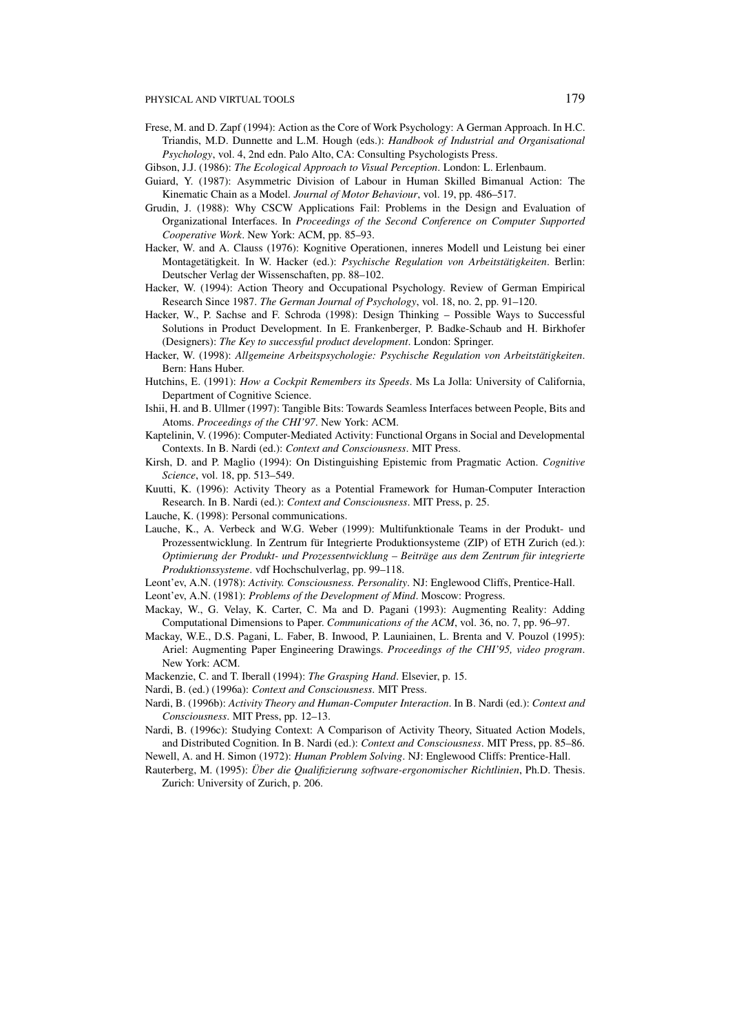Frese, M. and D. Zapf (1994): Action as the Core of Work Psychology: A German Approach. In H.C. Triandis, M.D. Dunnette and L.M. Hough (eds.): *Handbook of Industrial and Organisational Psychology*, vol. 4, 2nd edn. Palo Alto, CA: Consulting Psychologists Press.

Gibson, J.J. (1986): *The Ecological Approach to Visual Perception*. London: L. Erlenbaum.

Guiard, Y. (1987): Asymmetric Division of Labour in Human Skilled Bimanual Action: The Kinematic Chain as a Model. *Journal of Motor Behaviour*, vol. 19, pp. 486–517.

Grudin, J. (1988): Why CSCW Applications Fail: Problems in the Design and Evaluation of Organizational Interfaces. In *Proceedings of the Second Conference on Computer Supported Cooperative Work*. New York: ACM, pp. 85–93.

Hacker, W. and A. Clauss (1976): Kognitive Operationen, inneres Modell und Leistung bei einer Montagetätigkeit. In W. Hacker (ed.): *Psychische Regulation von Arbeitstätigkeiten*. Berlin: Deutscher Verlag der Wissenschaften, pp. 88–102.

Hacker, W. (1994): Action Theory and Occupational Psychology. Review of German Empirical Research Since 1987. *The German Journal of Psychology*, vol. 18, no. 2, pp. 91–120.

Hacker, W., P. Sachse and F. Schroda (1998): Design Thinking – Possible Ways to Successful Solutions in Product Development. In E. Frankenberger, P. Badke-Schaub and H. Birkhofer (Designers): *The Key to successful product development*. London: Springer.

Hacker, W. (1998): *Allgemeine Arbeitspsychologie: Psychische Regulation von Arbeitstätigkeiten*. Bern: Hans Huber.

Hutchins, E. (1991): *How a Cockpit Remembers its Speeds*. Ms La Jolla: University of California, Department of Cognitive Science.

Ishii, H. and B. Ullmer (1997): Tangible Bits: Towards Seamless Interfaces between People, Bits and Atoms. *Proceedings of the CHI'97*. New York: ACM.

Kaptelinin, V. (1996): Computer-Mediated Activity: Functional Organs in Social and Developmental Contexts. In B. Nardi (ed.): *Context and Consciousness*. MIT Press.

Kirsh, D. and P. Maglio (1994): On Distinguishing Epistemic from Pragmatic Action. *Cognitive Science*, vol. 18, pp. 513–549.

Kuutti, K. (1996): Activity Theory as a Potential Framework for Human-Computer Interaction Research. In B. Nardi (ed.): *Context and Consciousness*. MIT Press, p. 25.

Lauche, K. (1998): Personal communications.

Lauche, K., A. Verbeck and W.G. Weber (1999): Multifunktionale Teams in der Produkt- und Prozessentwicklung. In Zentrum für Integrierte Produktionsysteme (ZIP) of ETH Zurich (ed.): *Optimierung der Produkt- und Prozessentwicklung – Beiträge aus dem Zentrum für integrierte Produktionssysteme*. vdf Hochschulverlag, pp. 99–118.

Leont'ev, A.N. (1978): *Activity. Consciousness. Personality*. NJ: Englewood Cliffs, Prentice-Hall.

Leont'ev, A.N. (1981): *Problems of the Development of Mind*. Moscow: Progress.

Mackay, W., G. Velay, K. Carter, C. Ma and D. Pagani (1993): Augmenting Reality: Adding Computational Dimensions to Paper. *Communications of the ACM*, vol. 36, no. 7, pp. 96–97.

Mackay, W.E., D.S. Pagani, L. Faber, B. Inwood, P. Launiainen, L. Brenta and V. Pouzol (1995): Ariel: Augmenting Paper Engineering Drawings. *Proceedings of the CHI'95, video program*. New York: ACM.

Mackenzie, C. and T. Iberall (1994): *The Grasping Hand*. Elsevier, p. 15.

Nardi, B. (ed.) (1996a): *Context and Consciousness*. MIT Press.

Nardi, B. (1996b): *Activity Theory and Human-Computer Interaction*. In B. Nardi (ed.): *Context and Consciousness*. MIT Press, pp. 12–13.

Nardi, B. (1996c): Studying Context: A Comparison of Activity Theory, Situated Action Models, and Distributed Cognition. In B. Nardi (ed.): *Context and Consciousness*. MIT Press, pp. 85–86.

Newell, A. and H. Simon (1972): *Human Problem Solving*. NJ: Englewood Cliffs: Prentice-Hall.

Rauterberg, M. (1995): *Über die Qualifizierung software-ergonomischer Richtlinien*, Ph.D. Thesis. Zurich: University of Zurich, p. 206.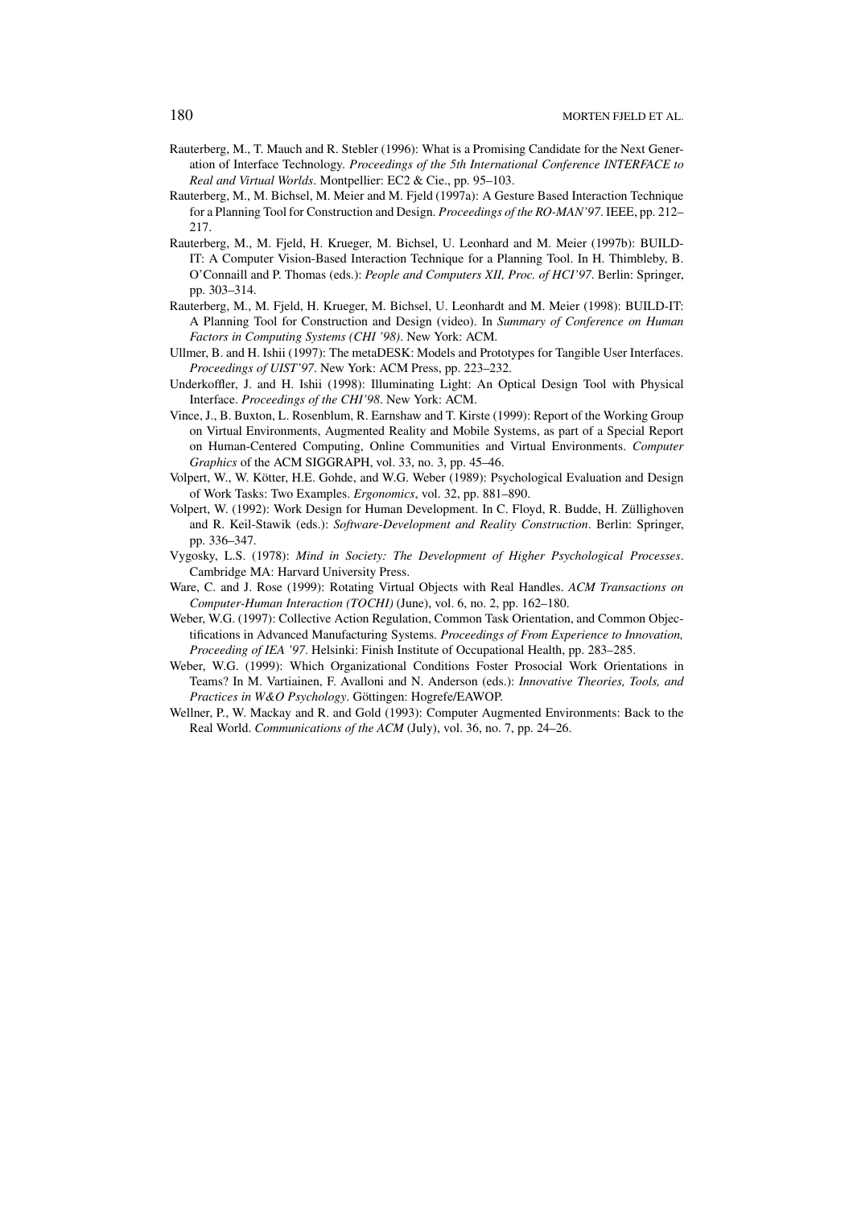Rauterberg, M., T. Mauch and R. Stebler (1996): What is a Promising Candidate for the Next Generation of Interface Technology. *Proceedings of the 5th International Conference INTERFACE to Real and Virtual Worlds*. Montpellier: EC2 & Cie., pp. 95–103.

Rauterberg, M., M. Bichsel, M. Meier and M. Fjeld (1997a): A Gesture Based Interaction Technique for a Planning Tool for Construction and Design. *Proceedings of the RO-MAN'97*. IEEE, pp. 212–217.

Rauterberg, M., M. Fjeld, H. Krueger, M. Bichsel, U. Leonhard and M. Meier (1997b): BUILD-IT: A Computer Vision-Based Interaction Technique for a Planning Tool. In H. Thimbleby, B. O'Connaill and P. Thomas (eds.): *People and Computers XII, Proc. of HCI'97*. Berlin: Springer, pp. 303–314.

Rauterberg, M., M. Fjeld, H. Krueger, M. Bichsel, U. Leonhardt and M. Meier (1998): BUILD-IT: A Planning Tool for Construction and Design (video). In *Summary of Conference on Human Factors in Computing Systems (CHI '98)*. New York: ACM.

Ullmer, B. and H. Ishii (1997): The metaDESK: Models and Prototypes for Tangible User Interfaces. *Proceedings of UIST'97*. New York: ACM Press, pp. 223–232.

Underkoffler, J. and H. Ishii (1998): Illuminating Light: An Optical Design Tool with Physical Interface. *Proceedings of the CHI'98*. New York: ACM.

Vince, J., B. Buxton, L. Rosenblum, R. Earnshaw and T. Kirste (1999): Report of the Working Group on Virtual Environments, Augmented Reality and Mobile Systems, as part of a Special Report on Human-Centered Computing, Online Communities and Virtual Environments. *Computer Graphics* of the ACM SIGGRAPH, vol. 33, no. 3, pp. 45–46.

Volpert, W., W. Kötter, H.E. Gohde, and W.G. Weber (1989): Psychological Evaluation and Design of Work Tasks: Two Examples. *Ergonomics*, vol. 32, pp. 881–890.

Volpert, W. (1992): Work Design for Human Development. In C. Floyd, R. Budde, H. Züllighoven and R. Keil-Stawik (eds.): *Software-Development and Reality Construction*. Berlin: Springer, pp. 336–347.

Vygosky, L.S. (1978): *Mind in Society: The Development of Higher Psychological Processes*. Cambridge MA: Harvard University Press.

Ware, C. and J. Rose (1999): Rotating Virtual Objects with Real Handles. *ACM Transactions on Computer-Human Interaction (TOCHI)* (June), vol. 6, no. 2, pp. 162–180.

Weber, W.G. (1997): Collective Action Regulation, Common Task Orientation, and Common Objectifications in Advanced Manufacturing Systems. *Proceedings of From Experience to Innovation, Proceeding of IEA '97*. Helsinki: Finish Institute of Occupational Health, pp. 283–285.

Weber, W.G. (1999): Which Organizational Conditions Foster Prosocial Work Orientations in Teams? In M. Vartiainen, F. Avalloni and N. Anderson (eds.): *Innovative Theories, Tools, and Practices in W&O Psychology*. Göttingen: Hogrefe/EAWOP.

Wellner, P., W. Mackay and R. and Gold (1993): Computer Augmented Environments: Back to the Real World. *Communications of the ACM* (July), vol. 36, no. 7, pp. 24–26.